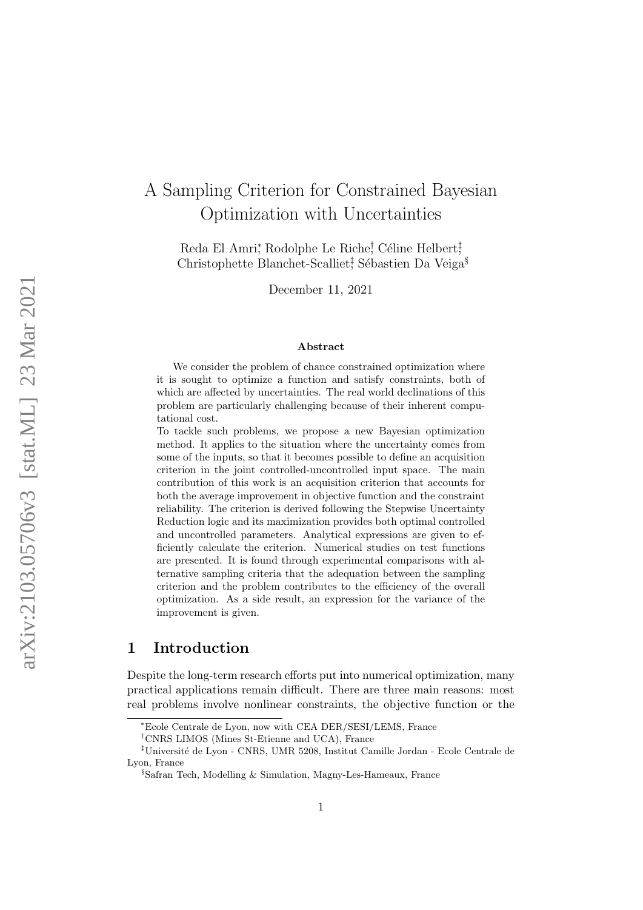# A Sampling Criterion for Constrained Bayesian Optimization with Uncertainties

Reda El Amri[*], Rodolphe Le Riche[†], Céline Helbert[‡], Christophette Blanchet-Scalliet[‡], Sébastien Da Veiga[§]

December 11, 2021

### Abstract

We consider the problem of chance constrained optimization where it is sought to optimize a function and satisfy constraints, both of which are affected by uncertainties. The real world declinations of this problem are particularly challenging because of their inherent computational cost.

To tackle such problems, we propose a new Bayesian optimization method. It applies to the situation where the uncertainty comes from some of the inputs, so that it becomes possible to define an acquisition criterion in the joint controlled-uncontrolled input space. The main contribution of this work is an acquisition criterion that accounts for both the average improvement in objective function and the constraint reliability. The criterion is derived following the Stepwise Uncertainty Reduction logic and its maximization provides both optimal controlled and uncontrolled parameters. Analytical expressions are given to efficiently calculate the criterion. Numerical studies on test functions are presented. It is found through experimental comparisons with alternative sampling criteria that the adequation between the sampling criterion and the problem contributes to the efficiency of the overall optimization. As a side result, an expression for the variance of the improvement is given.

## 1 Introduction

Despite the long-term research efforts put into numerical optimization, many practical applications remain difficult. There are three main reasons: most real problems involve nonlinear constraints, the objective function or the

---

[*] Ecole Centrale de Lyon, now with CEA DER/SESI/LEMS, France

[†] CNRS LIMOS (Mines St-Etienne and UCA), France

[‡] Université de Lyon - CNRS, UMR 5208, Institut Camille Jordan - Ecole Centrale de Lyon, France

[§] Safran Tech, Modelling & Simulation, Magny-Les-Hameaux, France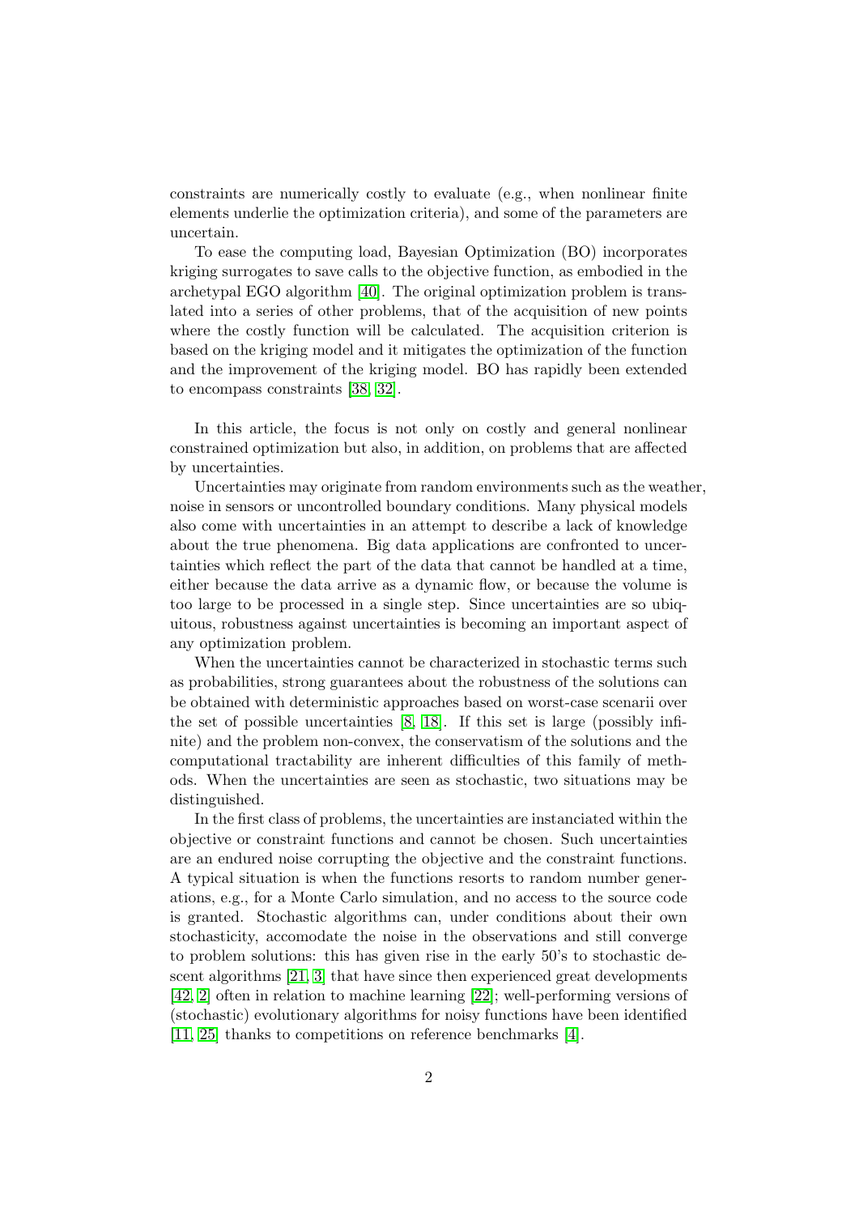constraints are numerically costly to evaluate (e.g., when nonlinear finite elements underlie the optimization criteria), and some of the parameters are uncertain.

To ease the computing load, Bayesian Optimization (BO) incorporates kriging surrogates to save calls to the objective function, as embodied in the archetypal EGO algorithm [40]. The original optimization problem is translated into a series of other problems, that of the acquisition of new points where the costly function will be calculated. The acquisition criterion is based on the kriging model and it mitigates the optimization of the function and the improvement of the kriging model. BO has rapidly been extended to encompass constraints [38, 32].

In this article, the focus is not only on costly and general nonlinear constrained optimization but also, in addition, on problems that are affected by uncertainties.

Uncertainties may originate from random environments such as the weather, noise in sensors or uncontrolled boundary conditions. Many physical models also come with uncertainties in an attempt to describe a lack of knowledge about the true phenomena. Big data applications are confronted to uncertainties which reflect the part of the data that cannot be handled at a time, either because the data arrive as a dynamic flow, or because the volume is too large to be processed in a single step. Since uncertainties are so ubiquitous, robustness against uncertainties is becoming an important aspect of any optimization problem.

When the uncertainties cannot be characterized in stochastic terms such as probabilities, strong guarantees about the robustness of the solutions can be obtained with deterministic approaches based on worst-case scenarii over the set of possible uncertainties [8, 18]. If this set is large (possibly infinite) and the problem non-convex, the conservatism of the solutions and the computational tractability are inherent difficulties of this family of methods. When the uncertainties are seen as stochastic, two situations may be distinguished.

In the first class of problems, the uncertainties are instanciated within the objective or constraint functions and cannot be chosen. Such uncertainties are an endured noise corrupting the objective and the constraint functions. A typical situation is when the functions resorts to random number generations, e.g., for a Monte Carlo simulation, and no access to the source code is granted. Stochastic algorithms can, under conditions about their own stochasticity, accomodate the noise in the observations and still converge to problem solutions: this has given rise in the early 50's to stochastic descent algorithms [21, 3] that have since then experienced great developments [42, 2] often in relation to machine learning [22]; well-performing versions of (stochastic) evolutionary algorithms for noisy functions have been identified [11, 25] thanks to competitions on reference benchmarks [4].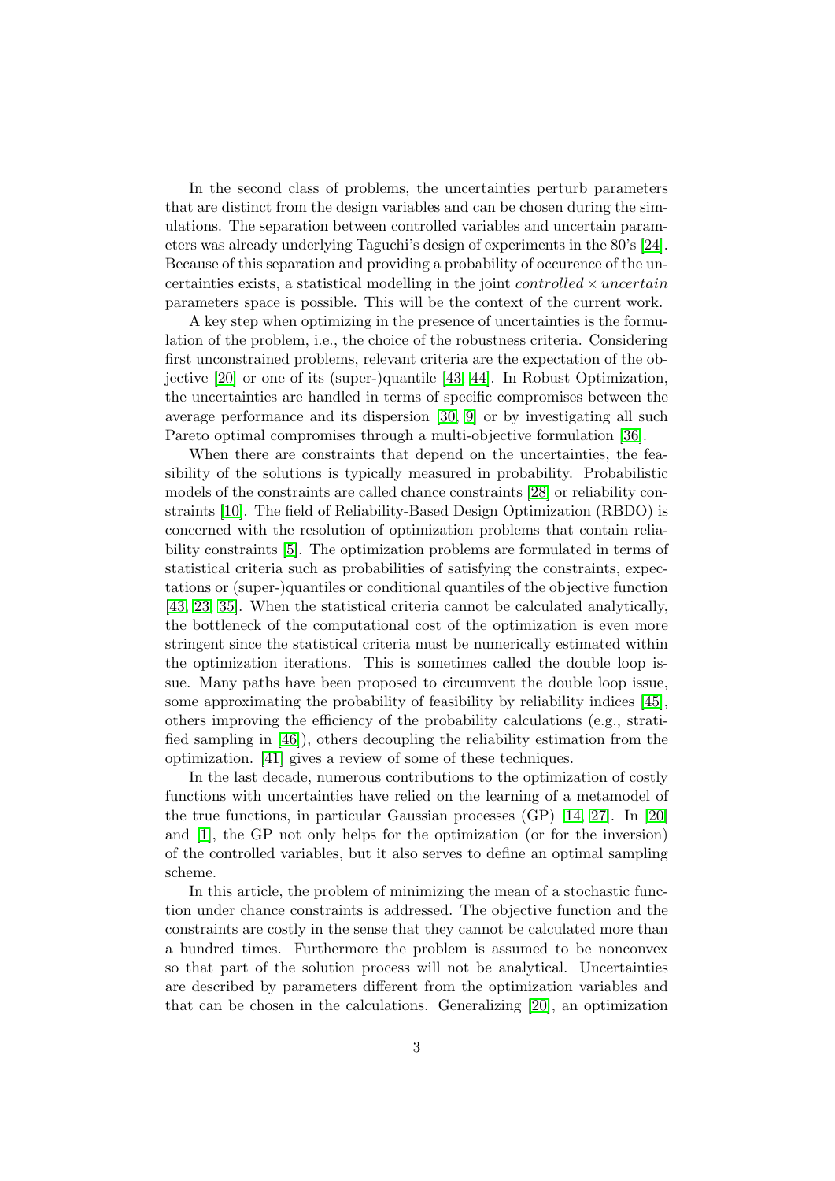In the second class of problems, the uncertainties perturb parameters that are distinct from the design variables and can be chosen during the simulations. The separation between controlled variables and uncertain parameters was already underlying Taguchi's design of experiments in the 80's [24]. Because of this separation and providing a probability of occurence of the uncertainties exists, a statistical modelling in the joint $controlled \times uncertain$ parameters space is possible. This will be the context of the current work.

A key step when optimizing in the presence of uncertainties is the formulation of the problem, i.e., the choice of the robustness criteria. Considering first unconstrained problems, relevant criteria are the expectation of the objective [20] or one of its (super-)quantile [43, 44]. In Robust Optimization, the uncertainties are handled in terms of specific compromises between the average performance and its dispersion [30, 9] or by investigating all such Pareto optimal compromises through a multi-objective formulation [36].

When there are constraints that depend on the uncertainties, the feasibility of the solutions is typically measured in probability. Probabilistic models of the constraints are called chance constraints [28] or reliability constraints [10]. The field of Reliability-Based Design Optimization (RBDO) is concerned with the resolution of optimization problems that contain reliability constraints [5]. The optimization problems are formulated in terms of statistical criteria such as probabilities of satisfying the constraints, expectations or (super-)quantiles or conditional quantiles of the objective function [43, 23, 35]. When the statistical criteria cannot be calculated analytically, the bottleneck of the computational cost of the optimization is even more stringent since the statistical criteria must be numerically estimated within the optimization iterations. This is sometimes called the double loop issue. Many paths have been proposed to circumvent the double loop issue, some approximating the probability of feasibility by reliability indices [45], others improving the efficiency of the probability calculations (e.g., stratified sampling in [46]), others decoupling the reliability estimation from the optimization. [41] gives a review of some of these techniques.

In the last decade, numerous contributions to the optimization of costly functions with uncertainties have relied on the learning of a metamodel of the true functions, in particular Gaussian processes (GP) [14, 27]. In [20] and [1], the GP not only helps for the optimization (or for the inversion) of the controlled variables, but it also serves to define an optimal sampling scheme.

In this article, the problem of minimizing the mean of a stochastic function under chance constraints is addressed. The objective function and the constraints are costly in the sense that they cannot be calculated more than a hundred times. Furthermore the problem is assumed to be nonconvex so that part of the solution process will not be analytical. Uncertainties are described by parameters different from the optimization variables and that can be chosen in the calculations. Generalizing [20], an optimization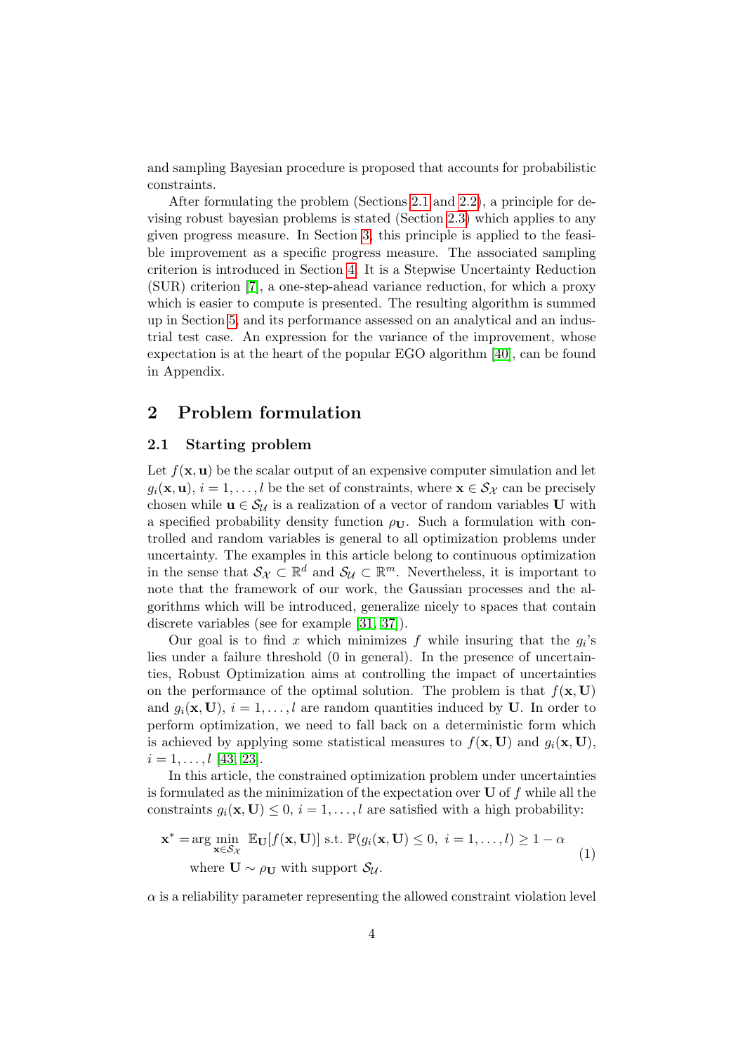and sampling Bayesian procedure is proposed that accounts for probabilistic constraints.

After formulating the problem (Sections 2.1 and 2.2), a principle for devising robust bayesian problems is stated (Section 2.3) which applies to any given progress measure. In Section 3, this principle is applied to the feasible improvement as a specific progress measure. The associated sampling criterion is introduced in Section 4. It is a Stepwise Uncertainty Reduction (SUR) criterion [7], a one-step-ahead variance reduction, for which a proxy which is easier to compute is presented. The resulting algorithm is summed up in Section 5, and its performance assessed on an analytical and an industrial test case. An expression for the variance of the improvement, whose expectation is at the heart of the popular EGO algorithm [40], can be found in Appendix.

## 2 Problem formulation

### 2.1 Starting problem

Let $f(\mathbf{x}, \mathbf{u})$ be the scalar output of an expensive computer simulation and let $g_i(\mathbf{x}, \mathbf{u})$, $i = 1, \ldots, l$ be the set of constraints, where $\mathbf{x} \in \mathcal{S}_{\mathcal{X}}$ can be precisely chosen while $\mathbf{u} \in \mathcal{S}_{\mathcal{U}}$ is a realization of a vector of random variables $\mathbf{U}$ with a specified probability density function $\rho_{\mathbf{U}}$. Such a formulation with controlled and random variables is general to all optimization problems under uncertainty. The examples in this article belong to continuous optimization in the sense that $\mathcal{S}_{\mathcal{X}} \subset \mathbb{R}^d$ and $\mathcal{S}_{\mathcal{U}} \subset \mathbb{R}^m$. Nevertheless, it is important to note that the framework of our work, the Gaussian processes and the algorithms which will be introduced, generalize nicely to spaces that contain discrete variables (see for example [31, 37]).

Our goal is to find $x$ which minimizes $f$ while insuring that the $g_i$'s lies under a failure threshold (0 in general). In the presence of uncertainties, Robust Optimization aims at controlling the impact of uncertainties on the performance of the optimal solution. The problem is that $f(\mathbf{x}, \mathbf{U})$ and $g_i(\mathbf{x}, \mathbf{U})$, $i = 1, \ldots, l$ are random quantities induced by $\mathbf{U}$. In order to perform optimization, we need to fall back on a deterministic form which is achieved by applying some statistical measures to $f(\mathbf{x}, \mathbf{U})$ and $g_i(\mathbf{x}, \mathbf{U})$, $i = 1, \ldots, l$ [43, 23].

In this article, the constrained optimization problem under uncertainties is formulated as the minimization of the expectation over $\mathbf{U}$ of $f$ while all the constraints $g_i(\mathbf{x}, \mathbf{U}) \leq 0$, $i = 1, \ldots, l$ are satisfied with a high probability:

$$
\begin{aligned}
\mathbf{x}^* = \arg \min_{\mathbf{x} \in \mathcal{S}_{\mathcal{X}}} \; & \mathbb{E}_{\mathbf{U}}[f(\mathbf{x}, \mathbf{U})] \text{ s.t. } \mathbb{P}(g_i(\mathbf{x}, \mathbf{U}) \leq 0, \; i = 1, \ldots, l) \geq 1 - \alpha \\
& \text{where } \mathbf{U} \sim \rho_{\mathbf{U}} \text{ with support } \mathcal{S}_{\mathcal{U}}.
\end{aligned}
\tag{1}
$$

$\alpha$ is a reliability parameter representing the allowed constraint violation level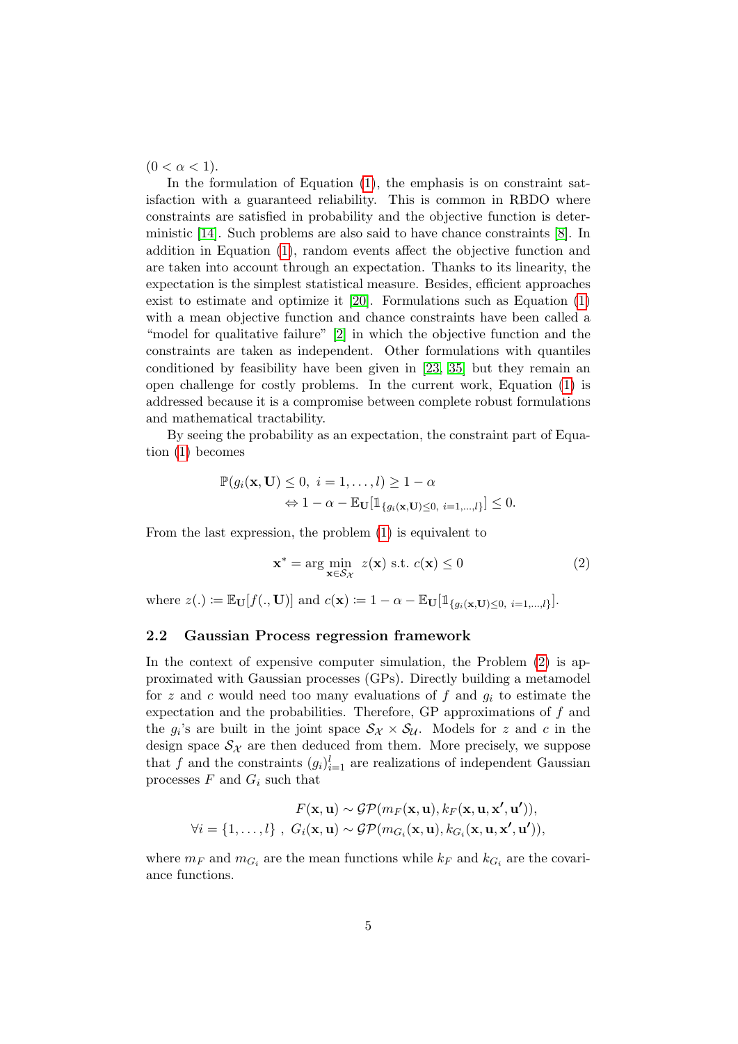$(0 < \alpha < 1)$.

In the formulation of Equation (1), the emphasis is on constraint satisfaction with a guaranteed reliability. This is common in RBDO where constraints are satisfied in probability and the objective function is deterministic [14]. Such problems are also said to have chance constraints [8]. In addition in Equation (1), random events affect the objective function and are taken into account through an expectation. Thanks to its linearity, the expectation is the simplest statistical measure. Besides, efficient approaches exist to estimate and optimize it [20]. Formulations such as Equation (1) with a mean objective function and chance constraints have been called a "model for qualitative failure" [2] in which the objective function and the constraints are taken as independent. Other formulations with quantiles conditioned by feasibility have been given in [23, 35] but they remain an open challenge for costly problems. In the current work, Equation (1) is addressed because it is a compromise between complete robust formulations and mathematical tractability.

By seeing the probability as an expectation, the constraint part of Equation (1) becomes

$$
\begin{aligned}
&\mathbb{P}(g_i(\mathbf{x}, \mathbf{U}) \leq 0,\ i = 1, \dots, l) \geq 1 - \alpha \\
&\qquad \Leftrightarrow 1 - \alpha - \mathbb{E}_{\mathbf{U}}[\mathbb{1}_{\{g_i(\mathbf{x}, \mathbf{U}) \leq 0,\ i=1,\dots,l\}}] \leq 0.
\end{aligned}
$$

From the last expression, the problem (1) is equivalent to

$$
\mathbf{x}^* = \arg \min_{\mathbf{x} \in \mathcal{S}_{\mathcal{X}}} \ z(\mathbf{x}) \text{ s.t. } c(\mathbf{x}) \leq 0 \tag{2}
$$

where $z(.) \coloneqq \mathbb{E}_{\mathbf{U}}[f(., \mathbf{U})]$ and $c(\mathbf{x}) \coloneqq 1 - \alpha - \mathbb{E}_{\mathbf{U}}[\mathbb{1}_{\{g_i(\mathbf{x}, \mathbf{U}) \leq 0,\ i=1,\dots,l\}}]$.

### 2.2 Gaussian Process regression framework

In the context of expensive computer simulation, the Problem (2) is approximated with Gaussian processes (GPs). Directly building a metamodel for $z$ and $c$ would need too many evaluations of $f$ and $g_i$ to estimate the expectation and the probabilities. Therefore, GP approximations of $f$ and the $g_i$'s are built in the joint space $\mathcal{S}_{\mathcal{X}} \times \mathcal{S}_{\mathcal{U}}$. Models for $z$ and $c$ in the design space $\mathcal{S}_{\mathcal{X}}$ are then deduced from them. More precisely, we suppose that $f$ and the constraints $(g_i)_{i=1}^l$ are realizations of independent Gaussian processes $F$ and $G_i$ such that

$$
\begin{aligned}
F(\mathbf{x}, \mathbf{u}) &\sim \mathcal{GP}(m_F(\mathbf{x}, \mathbf{u}), k_F(\mathbf{x}, \mathbf{u}, \mathbf{x'}, \mathbf{u'})), \\
\forall i = \{1, \dots, l\}\ ,\ G_i(\mathbf{x}, \mathbf{u}) &\sim \mathcal{GP}(m_{G_i}(\mathbf{x}, \mathbf{u}), k_{G_i}(\mathbf{x}, \mathbf{u}, \mathbf{x'}, \mathbf{u'})),
\end{aligned}
$$

where $m_F$ and $m_{G_i}$ are the mean functions while $k_F$ and $k_{G_i}$ are the covariance functions.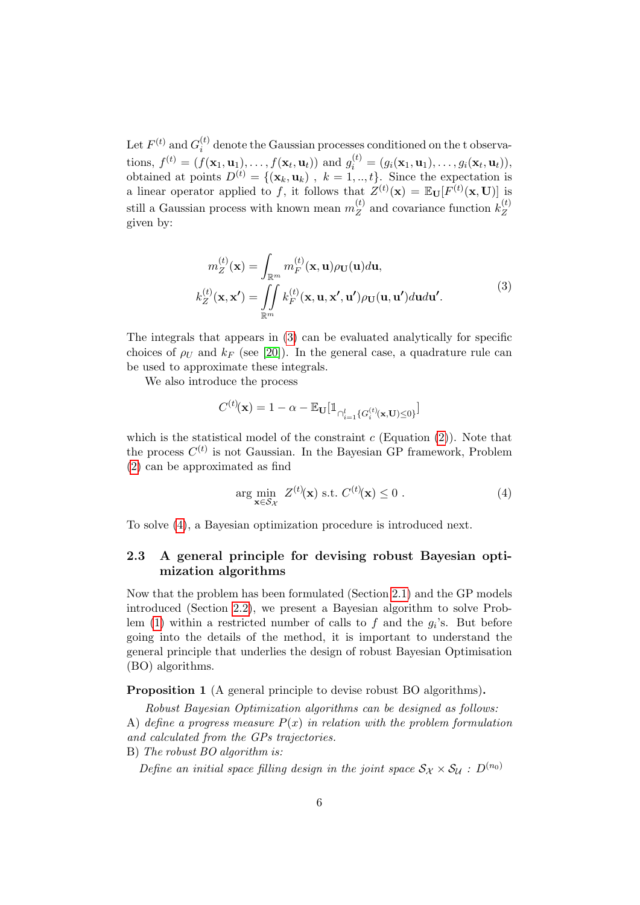Let $F^{(t)}$ and $G_i^{(t)}$ denote the Gaussian processes conditioned on the t observations, $f^{(t)} = (f(\mathbf{x}_1, \mathbf{u}_1), \ldots, f(\mathbf{x}_t, \mathbf{u}_t))$ and $g_i^{(t)} = (g_i(\mathbf{x}_1, \mathbf{u}_1), \ldots, g_i(\mathbf{x}_t, \mathbf{u}_t))$, obtained at points $D^{(t)} = \{(\mathbf{x}_k, \mathbf{u}_k)\ ,\ k = 1, .., t\}$. Since the expectation is a linear operator applied to $f$, it follows that $Z^{(t)}(\mathbf{x}) = \mathbb{E}_{\mathbf{U}}[F^{(t)}(\mathbf{x}, \mathbf{U})]$ is still a Gaussian process with known mean $m_Z^{(t)}$ and covariance function $k_Z^{(t)}$ given by:

$$
\begin{aligned}
m_Z^{(t)}(\mathbf{x}) &= \int_{\mathbb{R}^m} m_F^{(t)}(\mathbf{x}, \mathbf{u}) \rho_{\mathbf{U}}(\mathbf{u}) d\mathbf{u}, \\
k_Z^{(t)}(\mathbf{x}, \mathbf{x'}) &= \iint\limits_{\mathbb{R}^m} k_F^{(t)}(\mathbf{x}, \mathbf{u}, \mathbf{x'}, \mathbf{u'}) \rho_{\mathbf{U}}(\mathbf{u}, \mathbf{u'}) d\mathbf{u} d\mathbf{u'}.
\end{aligned}
\tag{3}
$$

The integrals that appears in (3) can be evaluated analytically for specific choices of $\rho_U$ and $k_F$ (see [20]). In the general case, a quadrature rule can be used to approximate these integrals.

We also introduce the process

$$
C^{(t)}(\mathbf{x}) = 1 - \alpha - \mathbb{E}_{\mathbf{U}}[\mathbb{1}_{\cap_{i=1}^{l}\{G_i^{(t)}(\mathbf{x}, \mathbf{U}) \leq 0\}}]
$$

which is the statistical model of the constraint $c$ (Equation (2)). Note that the process $C^{(t)}$ is not Gaussian. In the Bayesian GP framework, Problem (2) can be approximated as find

$$
\arg\min_{\mathbf{x} \in \mathcal{S}_{\mathcal{X}}} \ Z^{(t)}(\mathbf{x}) \text{ s.t. } C^{(t)}(\mathbf{x}) \leq 0\ . \tag{4}
$$

To solve (4), a Bayesian optimization procedure is introduced next.

### 2.3 A general principle for devising robust Bayesian optimization algorithms

Now that the problem has been formulated (Section 2.1) and the GP models introduced (Section 2.2), we present a Bayesian algorithm to solve Problem (1) within a restricted number of calls to $f$ and the $g_i$'s. But before going into the details of the method, it is important to understand the general principle that underlies the design of robust Bayesian Optimisation (BO) algorithms.

**Proposition 1** (A general principle to devise robust BO algorithms)**.**

*Robust Bayesian Optimization algorithms can be designed as follows:*
A) *define a progress measure $P(x)$ in relation with the problem formulation and calculated from the GPs trajectories.*
B) *The robust BO algorithm is:*

*Define an initial space filling design in the joint space $\mathcal{S}_{\mathcal{X}} \times \mathcal{S}_{\mathcal{U}}$ : $D^{(n_0)}$*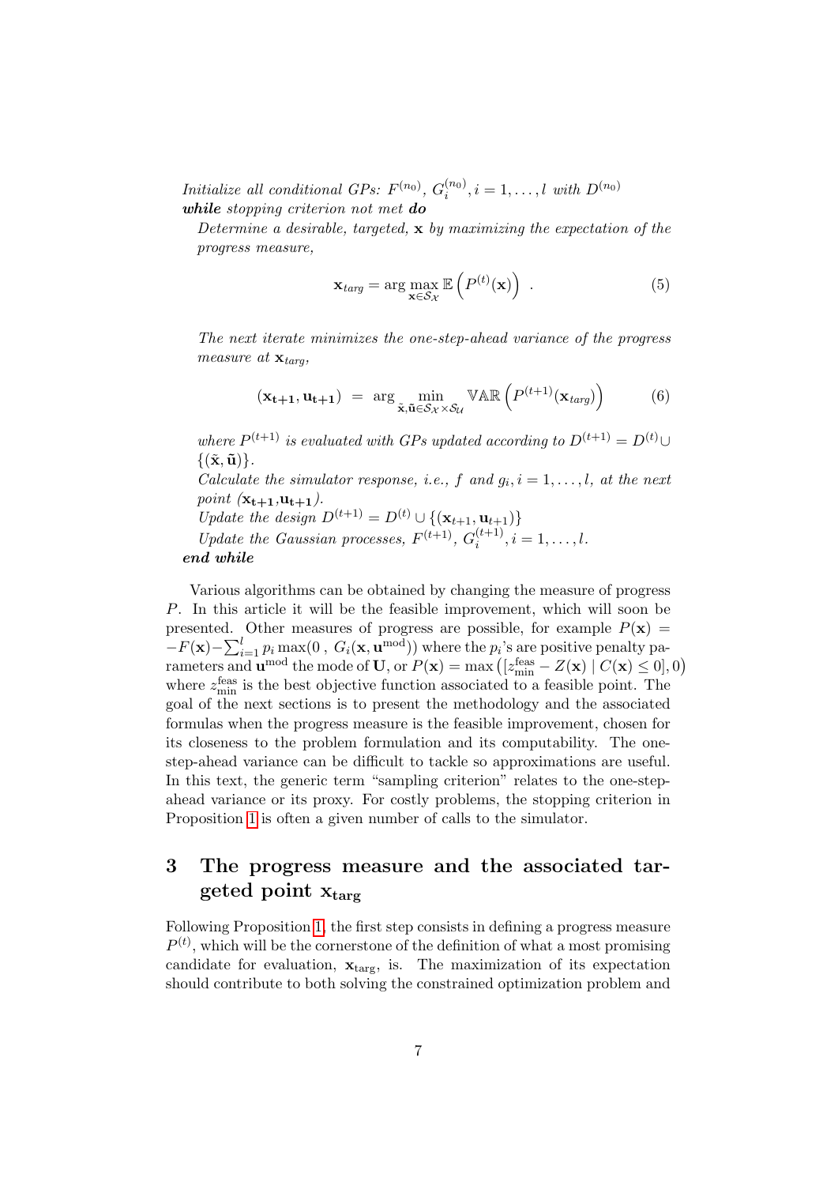*Initialize all conditional GPs:* $F^{(n_0)}$, $G_i^{(n_0)}, i = 1, \ldots, l$ *with* $D^{(n_0)}$
***while*** *stopping criterion not met* ***do***

*Determine a desirable, targeted,* $\mathbf{x}$ *by maximizing the expectation of the progress measure,*

$$\mathbf{x}_{targ} = \arg\max_{\mathbf{x} \in \mathcal{S}_\mathcal{X}} \mathbb{E}\left(P^{(t)}(\mathbf{x})\right) \ . \tag{5}$$

*The next iterate minimizes the one-step-ahead variance of the progress measure at* $\mathbf{x}_{targ}$*,*

$$(\mathbf{x_{t+1}}, \mathbf{u_{t+1}}) \ = \ \arg\min_{\tilde{\mathbf{x}}, \tilde{\mathbf{u}} \in \mathcal{S}_\mathcal{X} \times \mathcal{S}_\mathcal{U}} \mathbb{VAR}\left(P^{(t+1)}(\mathbf{x}_{targ})\right) \tag{6}$$

*where* $P^{(t+1)}$ *is evaluated with GPs updated according to* $D^{(t+1)} = D^{(t)} \cup \{(\tilde{\mathbf{x}}, \tilde{\mathbf{u}})\}$.
*Calculate the simulator response, i.e.,* $f$ *and* $g_i, i = 1, \ldots, l$*, at the next point* $(\mathbf{x_{t+1}}, \mathbf{u_{t+1}})$.
*Update the design* $D^{(t+1)} = D^{(t)} \cup \{(\mathbf{x}_{t+1}, \mathbf{u}_{t+1})\}$
*Update the Gaussian processes,* $F^{(t+1)}$, $G_i^{(t+1)}, i = 1, \ldots, l$.

***end while***

Various algorithms can be obtained by changing the measure of progress $P$. In this article it will be the feasible improvement, which will soon be presented. Other measures of progress are possible, for example $P(\mathbf{x}) = -F(\mathbf{x}) - \sum_{i=1}^{l} p_i \max(0\ ,\ G_i(\mathbf{x}, \mathbf{u}^{\text{mod}}))$ where the $p_i$'s are positive penalty parameters and $\mathbf{u}^{\text{mod}}$ the mode of $\mathbf{U}$, or $P(\mathbf{x}) = \max\left([z_{\min}^{\text{feas}} - Z(\mathbf{x}) \mid C(\mathbf{x}) \leq 0], 0\right)$ where $z_{\min}^{\text{feas}}$ is the best objective function associated to a feasible point. The goal of the next sections is to present the methodology and the associated formulas when the progress measure is the feasible improvement, chosen for its closeness to the problem formulation and its computability. The one-step-ahead variance can be difficult to tackle so approximations are useful. In this text, the generic term "sampling criterion" relates to the one-step-ahead variance or its proxy. For costly problems, the stopping criterion in Proposition 1 is often a given number of calls to the simulator.

## 3 The progress measure and the associated targeted point $\mathbf{x_{targ}}$

Following Proposition 1, the first step consists in defining a progress measure $P^{(t)}$, which will be the cornerstone of the definition of what a most promising candidate for evaluation, $\mathbf{x}_{\text{targ}}$, is. The maximization of its expectation should contribute to both solving the constrained optimization problem and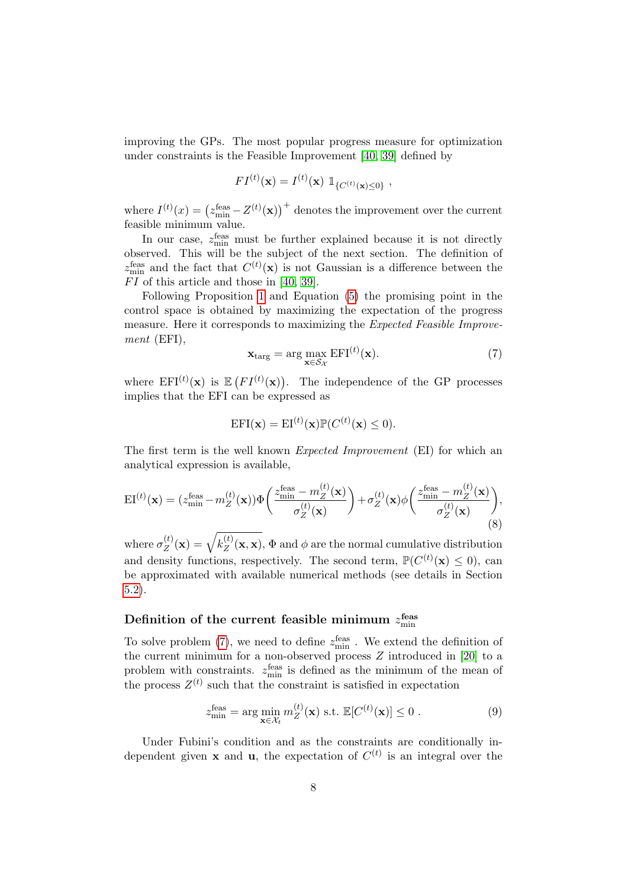improving the GPs. The most popular progress measure for optimization under constraints is the Feasible Improvement [40, 39] defined by

$$FI^{(t)}(\mathbf{x}) = I^{(t)}(\mathbf{x})\ \mathbb{1}_{\{C^{(t)}(\mathbf{x}) \leq 0\}}\ ,$$

where $I^{(t)}(x) = \left(z_{\min}^{\text{feas}} - Z^{(t)}(\mathbf{x})\right)^+$ denotes the improvement over the current feasible minimum value.

In our case, $z_{\min}^{\text{feas}}$ must be further explained because it is not directly observed. This will be the subject of the next section. The definition of $z_{\min}^{\text{feas}}$ and the fact that $C^{(t)}(\mathbf{x})$ is not Gaussian is a difference between the $FI$ of this article and those in [40, 39].

Following Proposition 1 and Equation (5) the promising point in the control space is obtained by maximizing the expectation of the progress measure. Here it corresponds to maximizing the *Expected Feasible Improvement* (EFI),

$$\mathbf{x}_{\text{targ}} = \arg\max_{\mathbf{x} \in \mathcal{S}_{\mathcal{X}}} \text{EFI}^{(t)}(\mathbf{x}). \tag{7}$$

where $\text{EFI}^{(t)}(\mathbf{x})$ is $\mathbb{E}\left(FI^{(t)}(\mathbf{x})\right)$. The independence of the GP processes implies that the EFI can be expressed as

$$\text{EFI}(\mathbf{x}) = \text{EI}^{(t)}(\mathbf{x})\mathbb{P}(C^{(t)}(\mathbf{x}) \leq 0).$$

The first term is the well known *Expected Improvement* (EI) for which an analytical expression is available,

$$\text{EI}^{(t)}(\mathbf{x}) = (z_{\min}^{\text{feas}} - m_Z^{(t)}(\mathbf{x}))\Phi\left(\frac{z_{\min}^{\text{feas}} - m_Z^{(t)}(\mathbf{x})}{\sigma_Z^{(t)}(\mathbf{x})}\right) + \sigma_Z^{(t)}(\mathbf{x})\phi\left(\frac{z_{\min}^{\text{feas}} - m_Z^{(t)}(\mathbf{x})}{\sigma_Z^{(t)}(\mathbf{x})}\right), \tag{8}$$

where $\sigma_Z^{(t)}(\mathbf{x}) = \sqrt{k_Z^{(t)}(\mathbf{x}, \mathbf{x})}$, $\Phi$ and $\phi$ are the normal cumulative distribution and density functions, respectively. The second term, $\mathbb{P}(C^{(t)}(\mathbf{x}) \leq 0)$, can be approximated with available numerical methods (see details in Section 5.2).

### Definition of the current feasible minimum $z_{\min}^{\text{feas}}$

To solve problem (7), we need to define $z_{\min}^{\text{feas}}$ . We extend the definition of the current minimum for a non-observed process $Z$ introduced in [20] to a problem with constraints. $z_{\min}^{\text{feas}}$ is defined as the minimum of the mean of the process $Z^{(t)}$ such that the constraint is satisfied in expectation

$$z_{\min}^{\text{feas}} = \arg\min_{\mathbf{x} \in \mathcal{X}_t} m_Z^{(t)}(\mathbf{x}) \text{ s.t. } \mathbb{E}[C^{(t)}(\mathbf{x})] \leq 0\ . \tag{9}$$

Under Fubini's condition and as the constraints are conditionally independent given $\mathbf{x}$ and $\mathbf{u}$, the expectation of $C^{(t)}$ is an integral over the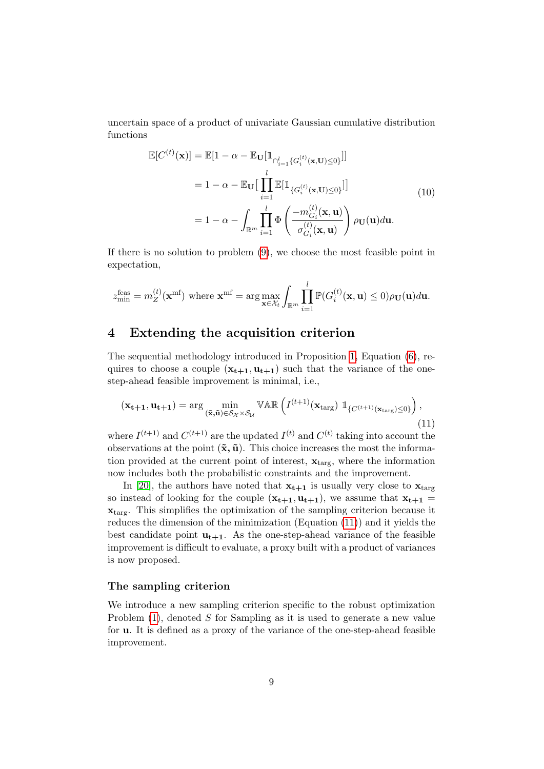uncertain space of a product of univariate Gaussian cumulative distribution functions

$$
\begin{aligned}
\mathbb{E}[C^{(t)}(\mathbf{x})] &= \mathbb{E}[1-\alpha-\mathbb{E}_{\mathbf{U}}[\mathbb{1}_{\cap_{i=1}^{l}\{G_i^{(t)}(\mathbf{x},\mathbf{U})\leq 0\}}]] \\
&= 1-\alpha-\mathbb{E}_{\mathbf{U}}\big[\prod_{i=1}^{l}\mathbb{E}[\mathbb{1}_{\{G_i^{(t)}(\mathbf{x},\mathbf{U})\leq 0\}}]\big] \\
&= 1-\alpha-\int_{\mathbb{R}^m}\prod_{i=1}^{l}\Phi\left(\frac{-m_{G_i}^{(t)}(\mathbf{x},\mathbf{u})}{\sigma_{G_i}^{(t)}(\mathbf{x},\mathbf{u})}\right)\rho_{\mathbf{U}}(\mathbf{u})d\mathbf{u}.
\end{aligned}
\tag{10}
$$

If there is no solution to problem (9), we choose the most feasible point in expectation,

$$
z_{\min}^{\text{feas}} = m_Z^{(t)}(\mathbf{x}^{\text{mf}}) \text{ where } \mathbf{x}^{\text{mf}} = \arg\max_{\mathbf{x}\in\mathcal{X}_t}\int_{\mathbb{R}^m}\prod_{i=1}^{l}\mathbb{P}(G_i^{(t)}(\mathbf{x},\mathbf{u})\leq 0)\rho_{\mathbf{U}}(\mathbf{u})d\mathbf{u}.
$$

# 4 Extending the acquisition criterion

The sequential methodology introduced in Proposition 1, Equation (6), requires to choose a couple $(\mathbf{x_{t+1}},\mathbf{u_{t+1}})$ such that the variance of the one-step-ahead feasible improvement is minimal, i.e.,

$$
(\mathbf{x_{t+1}},\mathbf{u_{t+1}}) = \arg\min_{(\tilde{\mathbf{x}},\tilde{\mathbf{u}})\in\mathcal{S}_{\mathcal{X}}\times\mathcal{S}_{\mathcal{U}}}\mathbb{VAR}\left(I^{(t+1)}(\mathbf{x}_{\text{targ}})\ \mathbb{1}_{\{C^{(t+1)}(\mathbf{x}_{\text{targ}})\leq 0\}}\right),
\tag{11}
$$

where $I^{(t+1)}$ and $C^{(t+1)}$ are the updated $I^{(t)}$ and $C^{(t)}$ taking into account the observations at the point $(\tilde{\mathbf{x}},\tilde{\mathbf{u}})$. This choice increases the most the information provided at the current point of interest, $\mathbf{x}_{\text{targ}}$, where the information now includes both the probabilistic constraints and the improvement.

In [20], the authors have noted that $\mathbf{x_{t+1}}$ is usually very close to $\mathbf{x}_{\text{targ}}$ so instead of looking for the couple $(\mathbf{x_{t+1}},\mathbf{u_{t+1}})$, we assume that $\mathbf{x_{t+1}} = \mathbf{x}_{\text{targ}}$. This simplifies the optimization of the sampling criterion because it reduces the dimension of the minimization (Equation (11)) and it yields the best candidate point $\mathbf{u_{t+1}}$. As the one-step-ahead variance of the feasible improvement is difficult to evaluate, a proxy built with a product of variances is now proposed.

### The sampling criterion

We introduce a new sampling criterion specific to the robust optimization Problem (1), denoted $S$ for Sampling as it is used to generate a new value for $\mathbf{u}$. It is defined as a proxy of the variance of the one-step-ahead feasible improvement.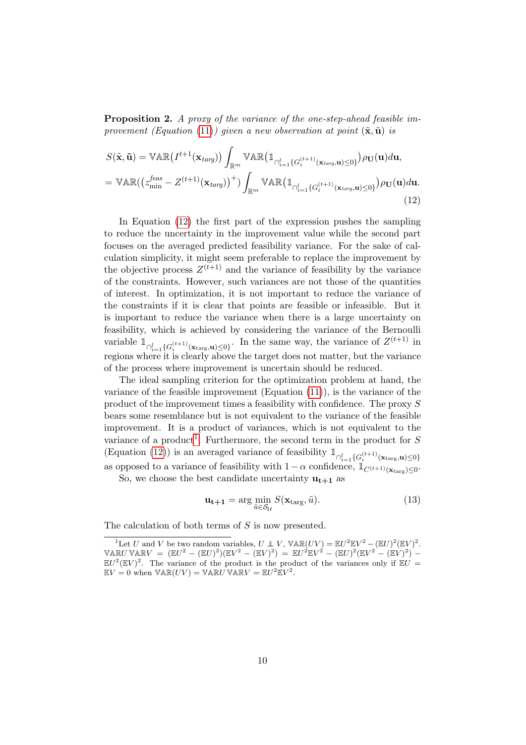**Proposition 2.** *A proxy of the variance of the one-step-ahead feasible improvement (Equation (11)) given a new observation at point* $(\tilde{\mathbf{x}}, \tilde{\mathbf{u}})$ *is*

$$
\begin{aligned}
S(\tilde{\mathbf{x}}, \tilde{\mathbf{u}}) &= \mathbb{VAR}\big(I^{t+1}(\mathbf{x}_{targ})\big) \int_{\mathbb{R}^m} \mathbb{VAR}\big(\mathbb{1}_{\cap_{i=1}^{l}\{G_i^{(t+1)}(\mathbf{x}_{targ},\mathbf{u})\leq 0\}}\big) \rho_{\mathbf{U}}(\mathbf{u}) d\mathbf{u}, \\
&= \mathbb{VAR}\big(\big(z_{\min}^{feas} - Z^{(t+1)}(\mathbf{x}_{targ})\big)^{+}\big) \int_{\mathbb{R}^m} \mathbb{VAR}\big(\mathbb{1}_{\cap_{i=1}^{l}\{G_i^{(t+1)}(\mathbf{x}_{targ},\mathbf{u})\leq 0\}}\big) \rho_{\mathbf{U}}(\mathbf{u}) d\mathbf{u}.
\end{aligned}
\tag{12}
$$

In Equation (12) the first part of the expression pushes the sampling to reduce the uncertainty in the improvement value while the second part focuses on the averaged predicted feasibility variance. For the sake of calculation simplicity, it might seem preferable to replace the improvement by the objective process $Z^{(t+1)}$ and the variance of feasibility by the variance of the constraints. However, such variances are not those of the quantities of interest. In optimization, it is not important to reduce the variance of the constraints if it is clear that points are feasible or infeasible. But it is important to reduce the variance when there is a large uncertainty on feasibility, which is achieved by considering the variance of the Bernoulli variable $\mathbb{1}_{\cap_{i=1}^{l}\{G_i^{(t+1)}(\mathbf{x}_{\text{targ}},\mathbf{u})\leq 0\}}$. In the same way, the variance of $Z^{(t+1)}$ in regions where it is clearly above the target does not matter, but the variance of the process where improvement is uncertain should be reduced.

The ideal sampling criterion for the optimization problem at hand, the variance of the feasible improvement (Equation (11)), is the variance of the product of the improvement times a feasibility with confidence. The proxy $S$ bears some resemblance but is not equivalent to the variance of the feasible improvement. It is a product of variances, which is not equivalent to the variance of a product[1]. Furthermore, the second term in the product for $S$ (Equation (12)) is an averaged variance of feasibility $\mathbb{1}_{\cap_{i=1}^{l}\{G_i^{(t+1)}(\mathbf{x}_{\text{targ}},\mathbf{u})\leq 0\}}$ as opposed to a variance of feasibility with $1-\alpha$ confidence, $\mathbb{1}_{C^{(t+1)}(\mathbf{x}_{\text{targ}})\leq 0}$.

So, we choose the best candidate uncertainty $\mathbf{u_{t+1}}$ as

$$
\mathbf{u_{t+1}} = \arg\min_{\tilde{u}\in\mathcal{S}_{\mathcal{U}}} S(\mathbf{x}_{\text{targ}}, \tilde{u}). \tag{13}
$$

The calculation of both terms of $S$ is now presented.

---

[1] Let $U$ and $V$ be two random variables, $U \perp\!\!\!\perp V$, $\mathbb{VAR}(UV) = \mathbb{E}U^2\mathbb{E}V^2 - (\mathbb{E}U)^2(\mathbb{E}V)^2$. $\mathbb{VAR}U\,\mathbb{VAR}V = (\mathbb{E}U^2 - (\mathbb{E}U)^2)(\mathbb{E}V^2 - (\mathbb{E}V)^2) = \mathbb{E}U^2\mathbb{E}V^2 - (\mathbb{E}U)^2(\mathbb{E}V^2 - (\mathbb{E}V)^2) - \mathbb{E}U^2(\mathbb{E}V)^2$. The variance of the product is the product of the variances only if $\mathbb{E}U = \mathbb{E}V = 0$ when $\mathbb{VAR}(UV) = \mathbb{VAR}U\,\mathbb{VAR}V = \mathbb{E}U^2\mathbb{E}V^2$.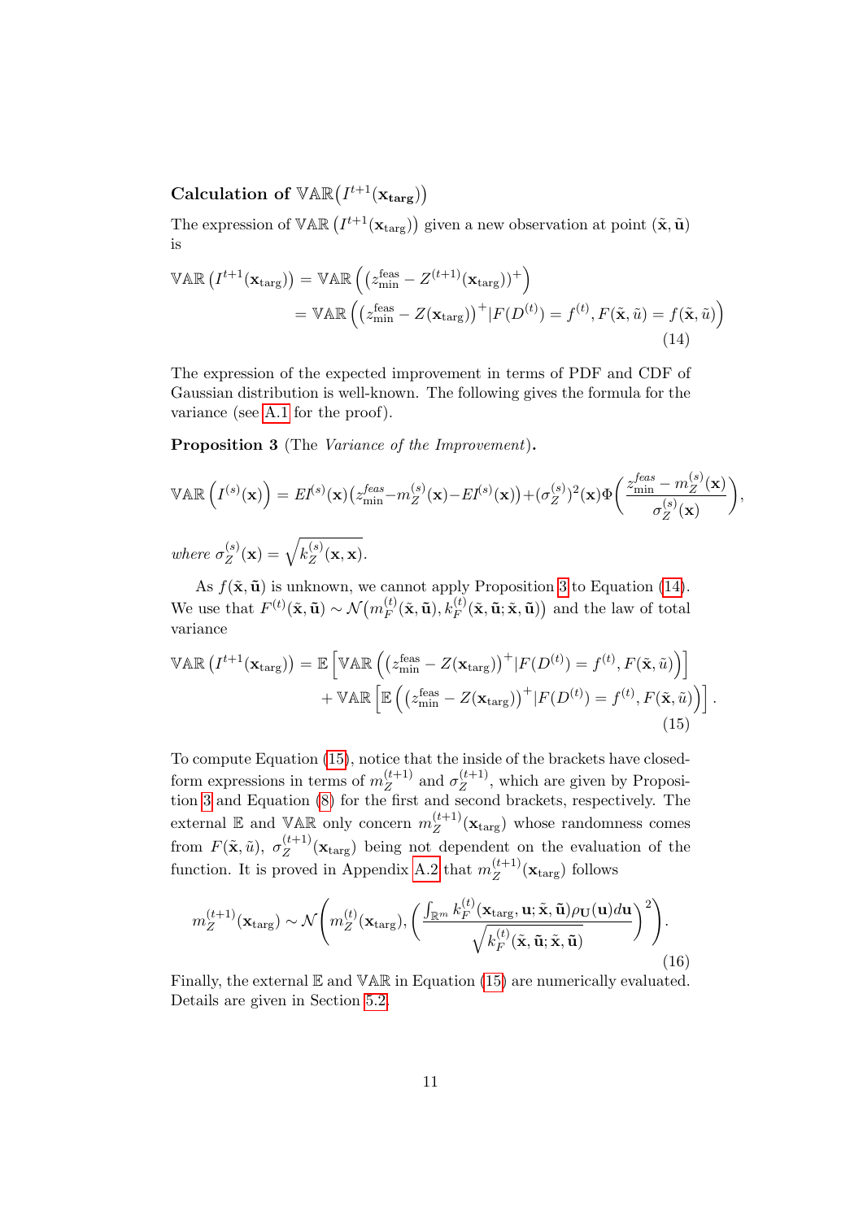#### Calculation of $\mathbb{VAR}\big(I^{t+1}(\mathbf{x_{targ}})\big)$

The expression of $\mathbb{VAR}\left(I^{t+1}(\mathbf{x}_{\text{targ}})\right)$ given a new observation at point $(\tilde{\mathbf{x}}, \tilde{\mathbf{u}})$ is

$$
\begin{aligned}
\mathbb{VAR}\left(I^{t+1}(\mathbf{x}_{\text{targ}})\right) &= \mathbb{VAR}\left(\left(z_{\min}^{\text{feas}} - Z^{(t+1)}(\mathbf{x}_{\text{targ}})\right)^{+}\right) \\
&= \mathbb{VAR}\left(\left(z_{\min}^{\text{feas}} - Z(\mathbf{x}_{\text{targ}})\right)^{+} | F(D^{(t)}) = f^{(t)}, F(\tilde{\mathbf{x}}, \tilde{u}) = f(\tilde{\mathbf{x}}, \tilde{u})\right)
\end{aligned}
\tag{14}
$$

The expression of the expected improvement in terms of PDF and CDF of Gaussian distribution is well-known. The following gives the formula for the variance (see A.1 for the proof).

**Proposition 3** (The *Variance of the Improvement*)**.**

$$
\mathbb{VAR}\left(I^{(s)}(\mathbf{x})\right) = EI^{(s)}(\mathbf{x})\left(z_{\min}^{feas} - m_Z^{(s)}(\mathbf{x}) - EI^{(s)}(\mathbf{x})\right) + (\sigma_Z^{(s)})^2(\mathbf{x})\Phi\left(\frac{z_{\min}^{feas} - m_Z^{(s)}(\mathbf{x})}{\sigma_Z^{(s)}(\mathbf{x})}\right),
$$

*where* $\sigma_Z^{(s)}(\mathbf{x}) = \sqrt{k_Z^{(s)}(\mathbf{x}, \mathbf{x})}$.

As $f(\tilde{\mathbf{x}}, \tilde{\mathbf{u}})$ is unknown, we cannot apply Proposition 3 to Equation (14). We use that $F^{(t)}(\tilde{\mathbf{x}}, \tilde{\mathbf{u}}) \sim \mathcal{N}\big(m_F^{(t)}(\tilde{\mathbf{x}}, \tilde{\mathbf{u}}), k_F^{(t)}(\tilde{\mathbf{x}}, \tilde{\mathbf{u}}; \tilde{\mathbf{x}}, \tilde{\mathbf{u}})\big)$ and the law of total variance

$$
\begin{aligned}
\mathbb{VAR}\left(I^{t+1}(\mathbf{x}_{\text{targ}})\right) &= \mathbb{E}\left[\mathbb{VAR}\left(\left(z_{\min}^{\text{feas}} - Z(\mathbf{x}_{\text{targ}})\right)^{+} | F(D^{(t)}) = f^{(t)}, F(\tilde{\mathbf{x}}, \tilde{u})\right)\right] \\
&+ \mathbb{VAR}\left[\mathbb{E}\left(\left(z_{\min}^{\text{feas}} - Z(\mathbf{x}_{\text{targ}})\right)^{+} | F(D^{(t)}) = f^{(t)}, F(\tilde{\mathbf{x}}, \tilde{u})\right)\right].
\end{aligned}
\tag{15}
$$

To compute Equation (15), notice that the inside of the brackets have closed-form expressions in terms of $m_Z^{(t+1)}$ and $\sigma_Z^{(t+1)}$, which are given by Proposition 3 and Equation (8) for the first and second brackets, respectively. The external $\mathbb{E}$ and $\mathbb{VAR}$ only concern $m_Z^{(t+1)}(\mathbf{x}_{\text{targ}})$ whose randomness comes from $F(\tilde{\mathbf{x}}, \tilde{u})$, $\sigma_Z^{(t+1)}(\mathbf{x}_{\text{targ}})$ being not dependent on the evaluation of the function. It is proved in Appendix A.2 that $m_Z^{(t+1)}(\mathbf{x}_{\text{targ}})$ follows

$$
m_Z^{(t+1)}(\mathbf{x}_{\text{targ}}) \sim \mathcal{N}\left(m_Z^{(t)}(\mathbf{x}_{\text{targ}}), \left(\frac{\int_{\mathbb{R}^m} k_F^{(t)}(\mathbf{x}_{\text{targ}}, \mathbf{u}; \tilde{\mathbf{x}}, \tilde{\mathbf{u}})\rho_{\mathbf{U}}(\mathbf{u})d\mathbf{u}}{\sqrt{k_F^{(t)}(\tilde{\mathbf{x}}, \tilde{\mathbf{u}}; \tilde{\mathbf{x}}, \tilde{\mathbf{u}})}}\right)^2\right).
\tag{16}
$$

Finally, the external $\mathbb{E}$ and $\mathbb{VAR}$ in Equation (15) are numerically evaluated. Details are given in Section 5.2.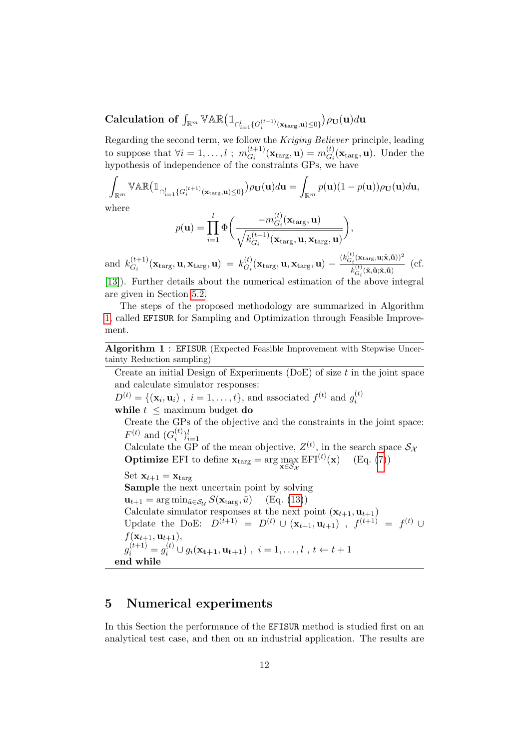**Calculation of $\int_{\mathbb{R}^m} \mathbb{VAR}\big(\mathbb{1}_{\cap_{i=1}^l \{G_i^{(t+1)}(\mathbf{x_{targ}},\mathbf{u})\leq 0\}}\big)\rho_{\mathbf{U}}(\mathbf{u})d\mathbf{u}$**

Regarding the second term, we follow the *Kriging Believer* principle, leading to suppose that $\forall i = 1,\dots,l$ ; $m_{G_i}^{(t+1)}(\mathbf{x}_{\text{targ}},\mathbf{u}) = m_{G_i}^{(t)}(\mathbf{x}_{\text{targ}},\mathbf{u})$. Under the hypothesis of independence of the constraints GPs, we have

$$\int_{\mathbb{R}^m} \mathbb{VAR}\big(\mathbb{1}_{\cap_{i=1}^l \{G_i^{(t+1)}(\mathbf{x}_{\text{targ}},\mathbf{u})\leq 0\}}\big)\rho_{\mathbf{U}}(\mathbf{u})d\mathbf{u} = \int_{\mathbb{R}^m} p(\mathbf{u})(1-p(\mathbf{u}))\rho_{\mathbf{U}}(\mathbf{u})d\mathbf{u},$$

where

$$p(\mathbf{u}) = \prod_{i=1}^{l} \Phi\Bigg(\frac{-m_{G_i}^{(t)}(\mathbf{x}_{\text{targ}},\mathbf{u})}{\sqrt{k_{G_i}^{(t+1)}(\mathbf{x}_{\text{targ}},\mathbf{u},\mathbf{x}_{\text{targ}},\mathbf{u})}}\Bigg),$$

and $k_{G_i}^{(t+1)}(\mathbf{x}_{\text{targ}},\mathbf{u},\mathbf{x}_{\text{targ}},\mathbf{u}) = k_{G_i}^{(t)}(\mathbf{x}_{\text{targ}},\mathbf{u},\mathbf{x}_{\text{targ}},\mathbf{u}) - \frac{(k_{G_i}^{(t)}(\mathbf{x}_{\text{targ}},\mathbf{u};\tilde{\mathbf{x}},\tilde{\mathbf{u}}))^2}{k_{G_i}^{(t)}(\tilde{\mathbf{x}},\tilde{\mathbf{u}};\tilde{\mathbf{x}},\tilde{\mathbf{u}})}$ (cf. [13]). Further details about the numerical estimation of the above integral are given in Section 5.2.

The steps of the proposed methodology are summarized in Algorithm 1, called `EFISUR` for Sampling and Optimization through Feasible Improvement.

---

**Algorithm 1** : `EFISUR` (Expected Feasible Improvement with Stepwise Uncertainty Reduction sampling)

---

Create an initial Design of Experiments (DoE) of size $t$ in the joint space and calculate simulator responses:
$D^{(t)} = \{(\mathbf{x}_i,\mathbf{u}_i)\ ,\ i = 1,\dots,t\}$, and associated $f^{(t)}$ and $g_i^{(t)}$
**while** $t\ \leq$ maximum budget **do**
  Create the GPs of the objective and the constraints in the joint space: $F^{(t)}$ and $(G_i^{(t)})_{i=1}^l$
  Calculate the GP of the mean objective, $Z^{(t)}$, in the search space $\mathcal{S}_{\mathcal{X}}$
  **Optimize** EFI to define $\mathbf{x}_{\text{targ}} = \arg\max_{\mathbf{x}\in\mathcal{S}_{\mathcal{X}}} \text{EFI}^{(t)}(\mathbf{x})$ (Eq. (7))
  Set $\mathbf{x}_{t+1} = \mathbf{x}_{\text{targ}}$
  **Sample** the next uncertain point by solving
  $\mathbf{u}_{t+1} = \arg\min_{\tilde{u}\in\mathcal{S}_{\mathcal{U}}} S(\mathbf{x}_{\text{targ}},\tilde{u})$ (Eq. (13))
  Calculate simulator responses at the next point $(\mathbf{x}_{t+1},\mathbf{u}_{t+1})$
  Update the DoE: $D^{(t+1)} = D^{(t)} \cup (\mathbf{x}_{t+1},\mathbf{u}_{t+1})$ , $f^{(t+1)} = f^{(t)} \cup f(\mathbf{x}_{t+1},\mathbf{u}_{t+1})$,
  $g_i^{(t+1)} = g_i^{(t)} \cup g_i(\mathbf{x_{t+1}},\mathbf{u_{t+1}})$ , $i = 1,\dots,l$ , $t \leftarrow t+1$
**end while**

---

# 5 Numerical experiments

In this Section the performance of the `EFISUR` method is studied first on an analytical test case, and then on an industrial application. The results are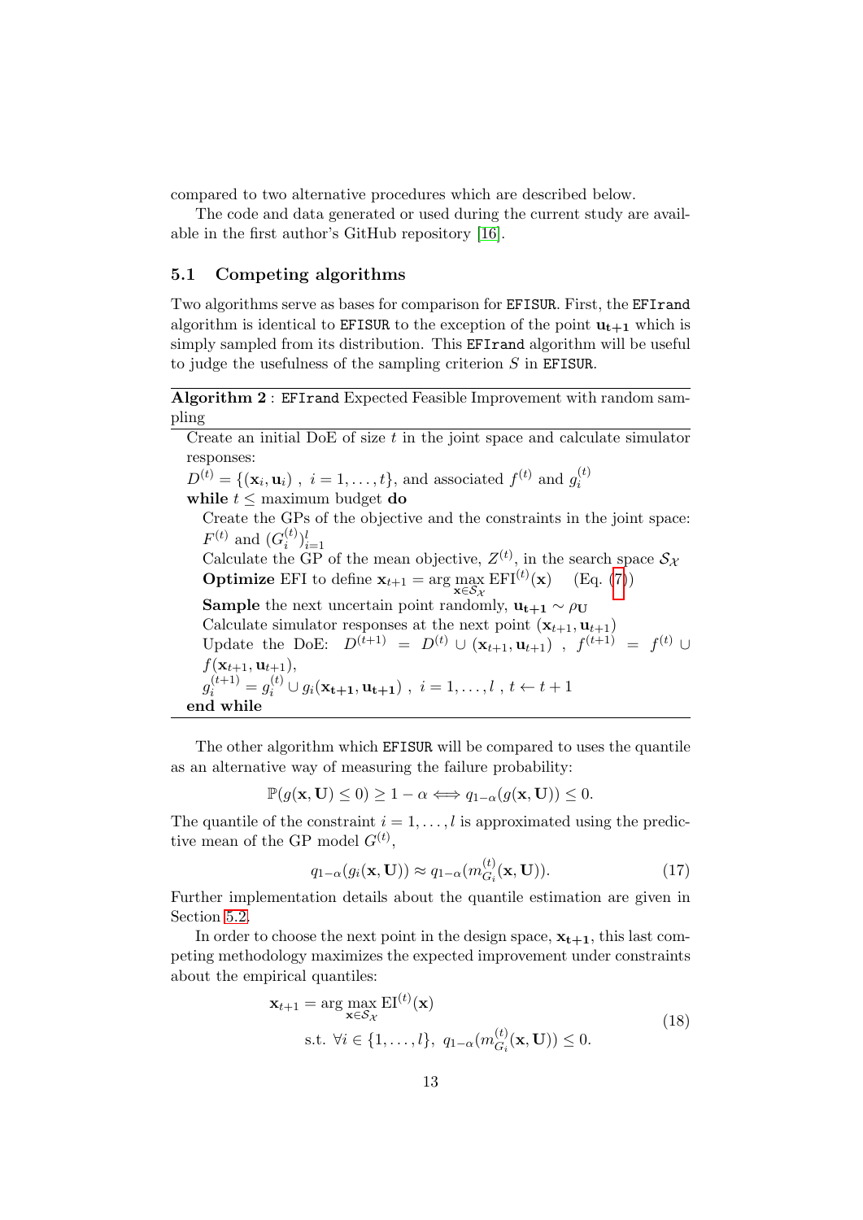compared to two alternative procedures which are described below.

The code and data generated or used during the current study are available in the first author's GitHub repository [16].

## 5.1 Competing algorithms

Two algorithms serve as bases for comparison for `EFISUR`. First, the `EFIrand` algorithm is identical to `EFISUR` to the exception of the point $\mathbf{u_{t+1}}$ which is simply sampled from its distribution. This `EFIrand` algorithm will be useful to judge the usefulness of the sampling criterion $S$ in `EFISUR`.

---

**Algorithm 2** : `EFIrand` Expected Feasible Improvement with random sampling

---

Create an initial DoE of size $t$ in the joint space and calculate simulator responses:
$D^{(t)} = \{(\mathbf{x}_i, \mathbf{u}_i)\ ,\ i = 1, \ldots, t\}$, and associated $f^{(t)}$ and $g_i^{(t)}$
**while** $t \leq$ maximum budget **do**
  Create the GPs of the objective and the constraints in the joint space: $F^{(t)}$ and $(G_i^{(t)})_{i=1}^{l}$
  Calculate the GP of the mean objective, $Z^{(t)}$, in the search space $\mathcal{S}_\mathcal{X}$
  **Optimize** EFI to define $\mathbf{x}_{t+1} = \arg\max_{\mathbf{x}\in\mathcal{S}_\mathcal{X}} \mathrm{EFI}^{(t)}(\mathbf{x})$ (Eq. (7))
  **Sample** the next uncertain point randomly, $\mathbf{u_{t+1}} \sim \rho_\mathbf{U}$
  Calculate simulator responses at the next point $(\mathbf{x}_{t+1}, \mathbf{u}_{t+1})$
  Update the DoE: $D^{(t+1)} = D^{(t)} \cup (\mathbf{x}_{t+1}, \mathbf{u}_{t+1})\ ,\ f^{(t+1)} = f^{(t)} \cup f(\mathbf{x}_{t+1}, \mathbf{u}_{t+1})$,
  $g_i^{(t+1)} = g_i^{(t)} \cup g_i(\mathbf{x_{t+1}}, \mathbf{u_{t+1}})\ ,\ i = 1, \ldots, l\ ,\ t \leftarrow t+1$
**end while**

---

The other algorithm which `EFISUR` will be compared to uses the quantile as an alternative way of measuring the failure probability:

$$\mathbb{P}(g(\mathbf{x}, \mathbf{U}) \leq 0) \geq 1 - \alpha \Longleftrightarrow q_{1-\alpha}(g(\mathbf{x}, \mathbf{U})) \leq 0.$$

The quantile of the constraint $i = 1, \ldots, l$ is approximated using the predictive mean of the GP model $G^{(t)}$,

$$q_{1-\alpha}(g_i(\mathbf{x}, \mathbf{U})) \approx q_{1-\alpha}(m_{G_i}^{(t)}(\mathbf{x}, \mathbf{U})). \tag{17}$$

Further implementation details about the quantile estimation are given in Section 5.2.

In order to choose the next point in the design space, $\mathbf{x_{t+1}}$, this last competing methodology maximizes the expected improvement under constraints about the empirical quantiles:

$$\begin{aligned}\mathbf{x}_{t+1} = \arg\max_{\mathbf{x}\in\mathcal{S}_\mathcal{X}} \mathrm{EI}^{(t)}(\mathbf{x}) \\ \text{s.t. } \forall i \in \{1, \ldots, l\},\ q_{1-\alpha}(m_{G_i}^{(t)}(\mathbf{x}, \mathbf{U})) \leq 0.\end{aligned} \tag{18}$$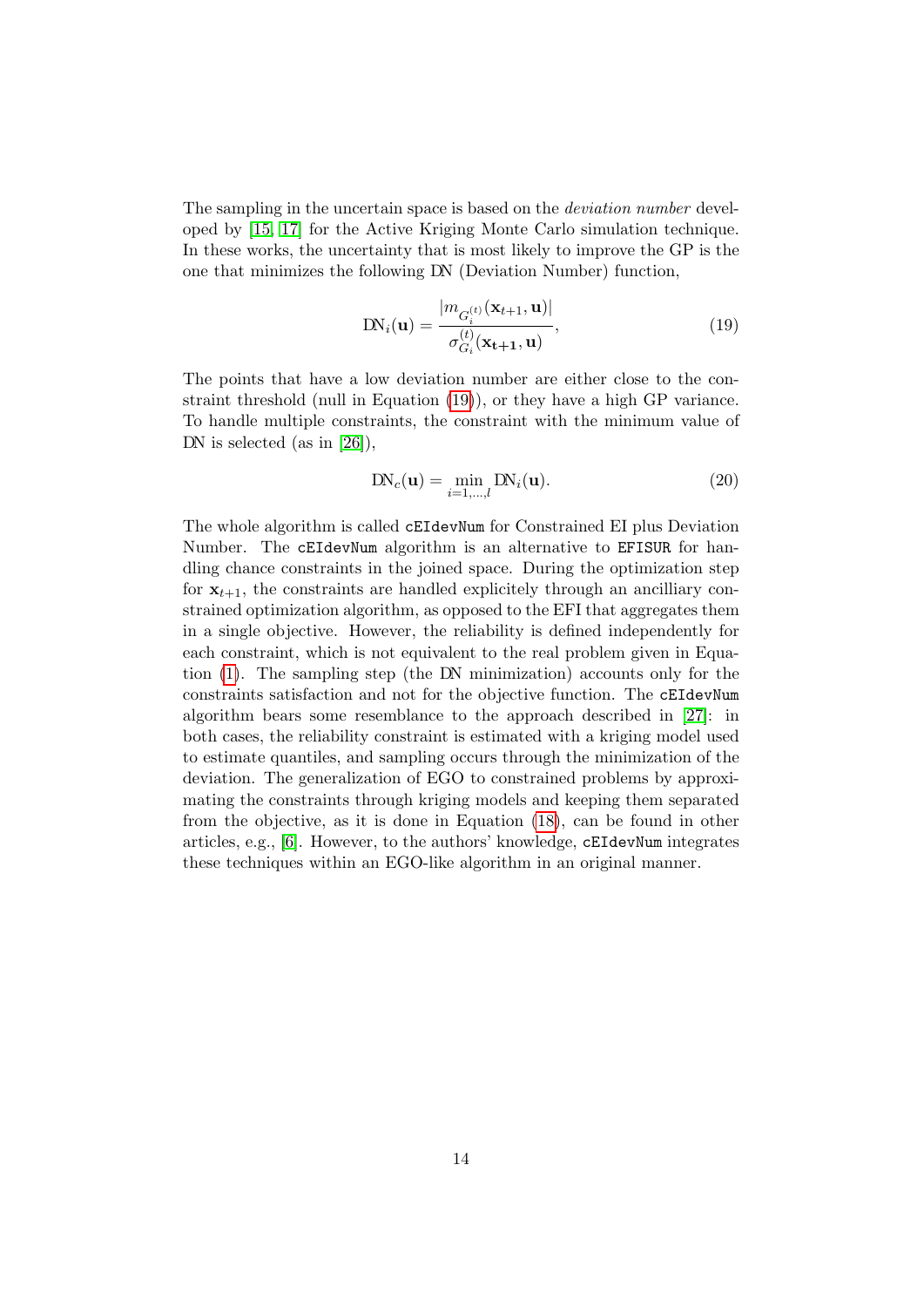The sampling in the uncertain space is based on the *deviation number* developed by [15, 17] for the Active Kriging Monte Carlo simulation technique. In these works, the uncertainty that is most likely to improve the GP is the one that minimizes the following DN (Deviation Number) function,

$$\mathrm{DN}_i(\mathbf{u}) = \frac{|m_{G_i^{(t)}}(\mathbf{x}_{t+1}, \mathbf{u})|}{\sigma_{G_i}^{(t)}(\mathbf{x_{t+1}}, \mathbf{u})}, \tag{19}$$

The points that have a low deviation number are either close to the constraint threshold (null in Equation (19)), or they have a high GP variance. To handle multiple constraints, the constraint with the minimum value of DN is selected (as in [26]),

$$\mathrm{DN}_c(\mathbf{u}) = \min_{i=1,\ldots,l} \mathrm{DN}_i(\mathbf{u}). \tag{20}$$

The whole algorithm is called `cEIdevNum` for Constrained EI plus Deviation Number. The `cEIdevNum` algorithm is an alternative to `EFISUR` for handling chance constraints in the joined space. During the optimization step for $\mathbf{x}_{t+1}$, the constraints are handled explicitely through an ancilliary constrained optimization algorithm, as opposed to the EFI that aggregates them in a single objective. However, the reliability is defined independently for each constraint, which is not equivalent to the real problem given in Equation (1). The sampling step (the DN minimization) accounts only for the constraints satisfaction and not for the objective function. The `cEIdevNum` algorithm bears some resemblance to the approach described in [27]: in both cases, the reliability constraint is estimated with a kriging model used to estimate quantiles, and sampling occurs through the minimization of the deviation. The generalization of EGO to constrained problems by approximating the constraints through kriging models and keeping them separated from the objective, as it is done in Equation (18), can be found in other articles, e.g., [6]. However, to the authors' knowledge, `cEIdevNum` integrates these techniques within an EGO-like algorithm in an original manner.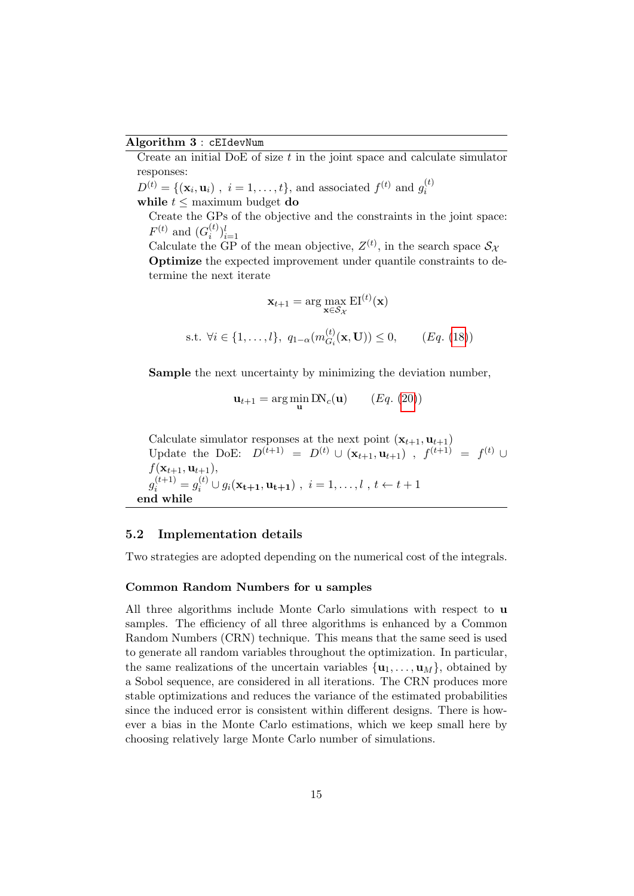**Algorithm 3** : `cEIdevNum`

Create an initial DoE of size $t$ in the joint space and calculate simulator responses:

$D^{(t)} = \{(\mathbf{x}_i, \mathbf{u}_i)\ ,\ i = 1, \ldots, t\}$, and associated $f^{(t)}$ and $g_i^{(t)}$

**while** $t \leq$ maximum budget **do**

Create the GPs of the objective and the constraints in the joint space: $F^{(t)}$ and $(G_i^{(t)})_{i=1}^{l}$

Calculate the GP of the mean objective, $Z^{(t)}$, in the search space $\mathcal{S}_{\mathcal{X}}$

**Optimize** the expected improvement under quantile constraints to determine the next iterate

$$\mathbf{x}_{t+1} = \arg\max_{\mathbf{x} \in \mathcal{S}_{\mathcal{X}}} \mathrm{EI}^{(t)}(\mathbf{x})$$

$$\text{s.t. } \forall i \in \{1, \ldots, l\},\ q_{1-\alpha}(m_{G_i}^{(t)}(\mathbf{x}, \mathbf{U})) \leq 0, \qquad (Eq.\ (18))$$

**Sample** the next uncertainty by minimizing the deviation number,

$$\mathbf{u}_{t+1} = \arg\min_{\mathbf{u}} \mathrm{DN}_c(\mathbf{u}) \qquad (Eq.\ (20))$$

Calculate simulator responses at the next point $(\mathbf{x}_{t+1}, \mathbf{u}_{t+1})$

Update the DoE: $D^{(t+1)} = D^{(t)} \cup (\mathbf{x}_{t+1}, \mathbf{u}_{t+1})$ , $f^{(t+1)} = f^{(t)} \cup f(\mathbf{x}_{t+1}, \mathbf{u}_{t+1})$,

$g_i^{(t+1)} = g_i^{(t)} \cup g_i(\mathbf{x_{t+1}}, \mathbf{u_{t+1}})$ , $i = 1, \ldots, l$ , $t \leftarrow t + 1$

**end while**

## 5.2 Implementation details

Two strategies are adopted depending on the numerical cost of the integrals.

### Common Random Numbers for u samples

All three algorithms include Monte Carlo simulations with respect to $\mathbf{u}$ samples. The efficiency of all three algorithms is enhanced by a Common Random Numbers (CRN) technique. This means that the same seed is used to generate all random variables throughout the optimization. In particular, the same realizations of the uncertain variables $\{\mathbf{u}_1, \ldots, \mathbf{u}_M\}$, obtained by a Sobol sequence, are considered in all iterations. The CRN produces more stable optimizations and reduces the variance of the estimated probabilities since the induced error is consistent within different designs. There is however a bias in the Monte Carlo estimations, which we keep small here by choosing relatively large Monte Carlo number of simulations.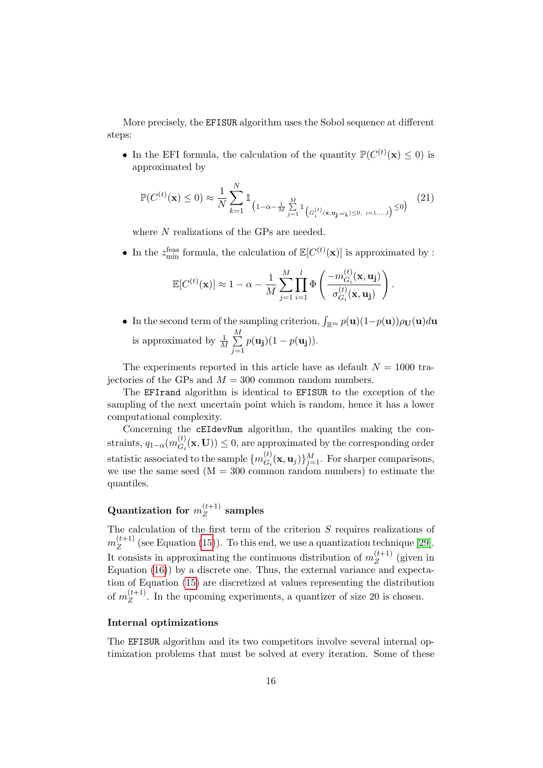More precisely, the `EFISUR` algorithm uses the Sobol sequence at different steps:

- In the EFI formula, the calculation of the quantity $\mathbb{P}(C^{(t)}(\mathbf{x}) \leq 0)$ is approximated by

$$\mathbb{P}(C^{(t)}(\mathbf{x}) \leq 0) \approx \frac{1}{N} \sum_{k=1}^{N} \mathbb{1}_{\left(1-\alpha-\frac{1}{M}\sum\limits_{j=1}^{M} \mathbb{1}_{\left(G_i^{(t)}(\mathbf{x},\mathbf{u_j},\omega_k)\leq 0,\ i=1,\ldots,l\right)} \leq 0\right)} \tag{21}$$

  where $N$ realizations of the GPs are needed.

- In the $z_{\min}^{\text{feas}}$ formula, the calculation of $\mathbb{E}[C^{(t)}(\mathbf{x})]$ is approximated by :

$$\mathbb{E}[C^{(t)}(\mathbf{x})] \approx 1 - \alpha - \frac{1}{M} \sum_{j=1}^{M} \prod_{i=1}^{l} \Phi\left(\frac{-m_{G_i}^{(t)}(\mathbf{x},\mathbf{u_j})}{\sigma_{G_i}^{(t)}(\mathbf{x},\mathbf{u_j})}\right).$$

- In the second term of the sampling criterion, $\int_{\mathbb{R}^m} p(\mathbf{u})(1-p(\mathbf{u}))\rho_{\mathbf{U}}(\mathbf{u})d\mathbf{u}$ is approximated by $\frac{1}{M}\sum\limits_{j=1}^{M} p(\mathbf{u_j})(1-p(\mathbf{u_j}))$.

The experiments reported in this article have as default $N = 1000$ trajectories of the GPs and $M = 300$ common random numbers.

The `EFIrand` algorithm is identical to `EFISUR` to the exception of the sampling of the next uncertain point which is random, hence it has a lower computational complexity.

Concerning the `cEIdevNum` algorithm, the quantiles making the constraints, $q_{1-\alpha}(m_{G_i}^{(t)}(\mathbf{x},\mathbf{U})) \leq 0$, are approximated by the corresponding order statistic associated to the sample $\{m_{G_i}^{(t)}(\mathbf{x},\mathbf{u}_j)\}_{j=1}^{M}$. For sharper comparisons, we use the same seed (M = 300 common random numbers) to estimate the quantiles.

### Quantization for $m_Z^{(t+1)}$ samples

The calculation of the first term of the criterion $S$ requires realizations of $m_Z^{(t+1)}$ (see Equation (15)). To this end, we use a quantization technique [29]. It consists in approximating the continuous distribution of $m_Z^{(t+1)}$ (given in Equation (16)) by a discrete one. Thus, the external variance and expectation of Equation (15) are discretized at values representing the distribution of $m_Z^{(t+1)}$. In the upcoming experiments, a quantizer of size 20 is chosen.

### Internal optimizations

The `EFISUR` algorithm and its two competitors involve several internal optimization problems that must be solved at every iteration. Some of these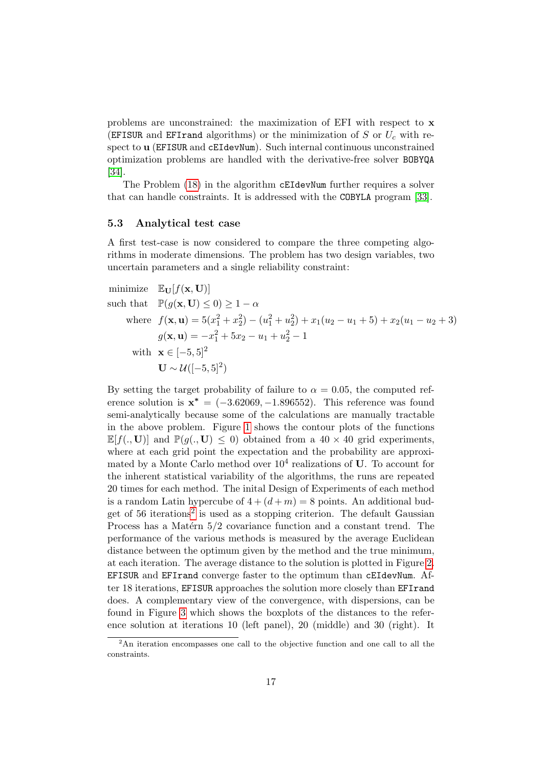problems are unconstrained: the maximization of EFI with respect to $\mathbf{x}$ (`EFISUR` and `EFIrand` algorithms) or the minimization of $S$ or $U_c$ with respect to $\mathbf{u}$ (`EFISUR` and `cEIdevNum`). Such internal continuous unconstrained optimization problems are handled with the derivative-free solver `BOBYQA` [34].

The Problem (18) in the algorithm `cEIdevNum` further requires a solver that can handle constraints. It is addressed with the `COBYLA` program [33].

### 5.3 Analytical test case

A first test-case is now considered to compare the three competing algorithms in moderate dimensions. The problem has two design variables, two uncertain parameters and a single reliability constraint:

$$
\begin{aligned}
&\text{minimize} \quad \mathbb{E}_{\mathbf{U}}[f(\mathbf{x}, \mathbf{U})] \\
&\text{such that} \quad \mathbb{P}(g(\mathbf{x}, \mathbf{U}) \leq 0) \geq 1 - \alpha \\
&\quad\text{where} \quad f(\mathbf{x}, \mathbf{u}) = 5(x_1^2 + x_2^2) - (u_1^2 + u_2^2) + x_1(u_2 - u_1 + 5) + x_2(u_1 - u_2 + 3) \\
&\qquad\qquad\quad g(\mathbf{x}, \mathbf{u}) = -x_1^2 + 5x_2 - u_1 + u_2^2 - 1 \\
&\quad\text{with} \quad \mathbf{x} \in [-5, 5]^2 \\
&\qquad\qquad \mathbf{U} \sim \mathcal{U}([-5, 5]^2)
\end{aligned}
$$

By setting the target probability of failure to $\alpha = 0.05$, the computed reference solution is $\mathbf{x}^* = (-3.62069, -1.896552)$. This reference was found semi-analytically because some of the calculations are manually tractable in the above problem. Figure 1 shows the contour plots of the functions $\mathbb{E}[f(., \mathbf{U})]$ and $\mathbb{P}(g(., \mathbf{U}) \leq 0)$ obtained from a $40 \times 40$ grid experiments, where at each grid point the expectation and the probability are approximated by a Monte Carlo method over $10^4$ realizations of $\mathbf{U}$. To account for the inherent statistical variability of the algorithms, the runs are repeated 20 times for each method. The inital Design of Experiments of each method is a random Latin hypercube of $4 + (d + m) = 8$ points. An additional budget of 56 iterations[2] is used as a stopping criterion. The default Gaussian Process has a Matérn 5/2 covariance function and a constant trend. The performance of the various methods is measured by the average Euclidean distance between the optimum given by the method and the true minimum, at each iteration. The average distance to the solution is plotted in Figure 2. `EFISUR` and `EFIrand` converge faster to the optimum than `cEIdevNum`. After 18 iterations, `EFISUR` approaches the solution more closely than `EFIrand` does. A complementary view of the convergence, with dispersions, can be found in Figure 3 which shows the boxplots of the distances to the reference solution at iterations 10 (left panel), 20 (middle) and 30 (right). It

[2] An iteration encompasses one call to the objective function and one call to all the constraints.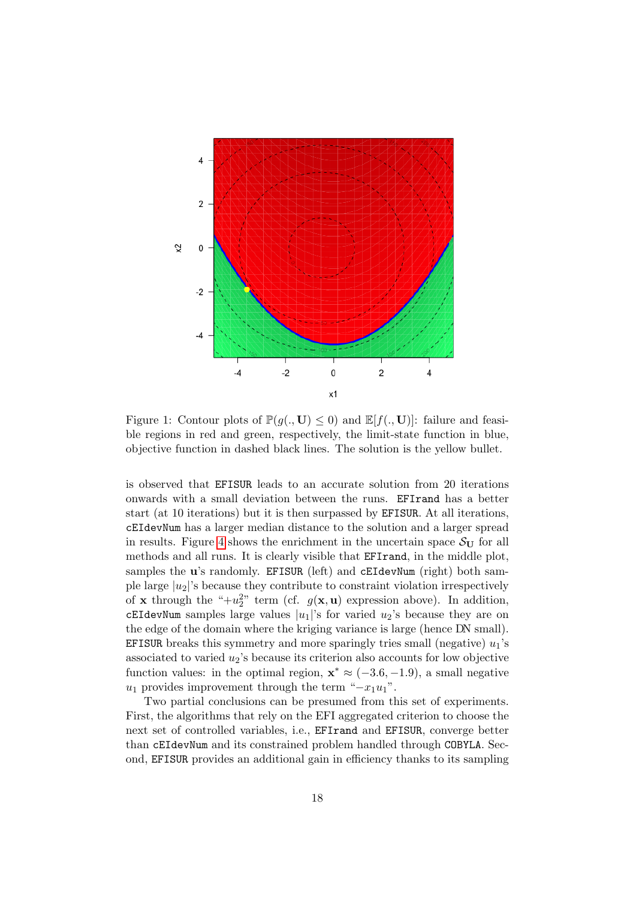Figure 1: Contour plots of $\mathbb{P}(g(.,\mathbf{U}) \leq 0)$ and $\mathbb{E}[f(.,\mathbf{U})]$: failure and feasible regions in red and green, respectively, the limit-state function in blue, objective function in dashed black lines. The solution is the yellow bullet.

is observed that EFISUR leads to an accurate solution from 20 iterations onwards with a small deviation between the runs. EFIrand has a better start (at 10 iterations) but it is then surpassed by EFISUR. At all iterations, cEIdevNum has a larger median distance to the solution and a larger spread in results. Figure 4 shows the enrichment in the uncertain space $\mathcal{S}_{\mathbf{U}}$ for all methods and all runs. It is clearly visible that EFIrand, in the middle plot, samples the $\mathbf{u}$'s randomly. EFISUR (left) and cEIdevNum (right) both sample large $|u_2|$'s because they contribute to constraint violation irrespectively of $\mathbf{x}$ through the "$+u_2^2$" term (cf. $g(\mathbf{x},\mathbf{u})$ expression above). In addition, cEIdevNum samples large values $|u_1|$'s for varied $u_2$'s because they are on the edge of the domain where the kriging variance is large (hence DN small). EFISUR breaks this symmetry and more sparingly tries small (negative) $u_1$'s associated to varied $u_2$'s because its criterion also accounts for low objective function values: in the optimal region, $\mathbf{x}^* \approx (-3.6, -1.9)$, a small negative $u_1$ provides improvement through the term "$-x_1 u_1$".

Two partial conclusions can be presumed from this set of experiments. First, the algorithms that rely on the EFI aggregated criterion to choose the next set of controlled variables, i.e., EFIrand and EFISUR, converge better than cEIdevNum and its constrained problem handled through COBYLA. Second, EFISUR provides an additional gain in efficiency thanks to its sampling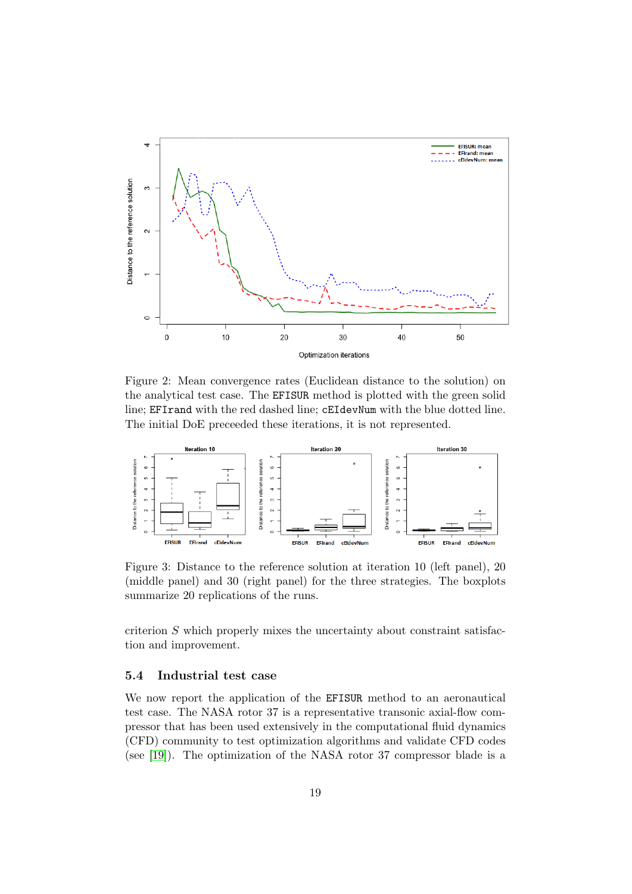Figure 2: Mean convergence rates (Euclidean distance to the solution) on the analytical test case. The `EFISUR` method is plotted with the green solid line; `EFIrand` with the red dashed line; `cEIdevNum` with the blue dotted line. The initial DoE preceeded these iterations, it is not represented.

Figure 3: Distance to the reference solution at iteration 10 (left panel), 20 (middle panel) and 30 (right panel) for the three strategies. The boxplots summarize 20 replications of the runs.

criterion $S$ which properly mixes the uncertainty about constraint satisfaction and improvement.

### 5.4 Industrial test case

We now report the application of the `EFISUR` method to an aeronautical test case. The NASA rotor 37 is a representative transonic axial-flow compressor that has been used extensively in the computational fluid dynamics (CFD) community to test optimization algorithms and validate CFD codes (see [19]). The optimization of the NASA rotor 37 compressor blade is a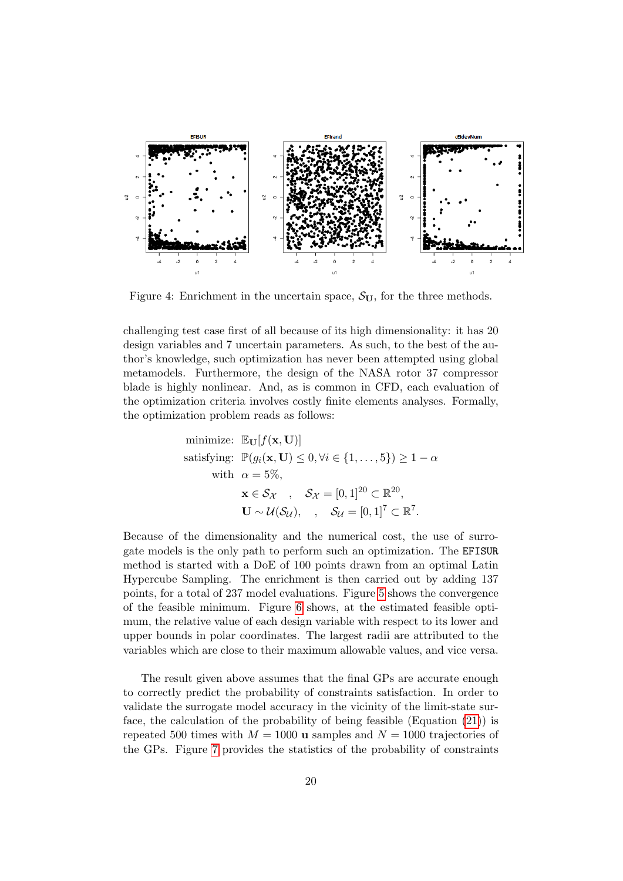Figure 4: Enrichment in the uncertain space, $\mathcal{S}_{\mathbf{U}}$, for the three methods.

challenging test case first of all because of its high dimensionality: it has 20 design variables and 7 uncertain parameters. As such, to the best of the author's knowledge, such optimization has never been attempted using global metamodels. Furthermore, the design of the NASA rotor 37 compressor blade is highly nonlinear. And, as is common in CFD, each evaluation of the optimization criteria involves costly finite elements analyses. Formally, the optimization problem reads as follows:

$$
\begin{aligned}
\text{minimize: } & \mathbb{E}_{\mathbf{U}}[f(\mathbf{x}, \mathbf{U})] \\
\text{satisfying: } & \mathbb{P}(g_i(\mathbf{x}, \mathbf{U}) \leq 0, \forall i \in \{1, \dots, 5\}) \geq 1 - \alpha \\
\text{with } & \alpha = 5\%, \\
& \mathbf{x} \in \mathcal{S}_{\mathcal{X}} \quad , \quad \mathcal{S}_{\mathcal{X}} = [0, 1]^{20} \subset \mathbb{R}^{20}, \\
& \mathbf{U} \sim \mathcal{U}(\mathcal{S}_{\mathcal{U}}), \quad , \quad \mathcal{S}_{\mathcal{U}} = [0, 1]^{7} \subset \mathbb{R}^{7}.
\end{aligned}
$$

Because of the dimensionality and the numerical cost, the use of surrogate models is the only path to perform such an optimization. The `EFISUR` method is started with a DoE of 100 points drawn from an optimal Latin Hypercube Sampling. The enrichment is then carried out by adding 137 points, for a total of 237 model evaluations. Figure 5 shows the convergence of the feasible minimum. Figure 6 shows, at the estimated feasible optimum, the relative value of each design variable with respect to its lower and upper bounds in polar coordinates. The largest radii are attributed to the variables which are close to their maximum allowable values, and vice versa.

The result given above assumes that the final GPs are accurate enough to correctly predict the probability of constraints satisfaction. In order to validate the surrogate model accuracy in the vicinity of the limit-state surface, the calculation of the probability of being feasible (Equation (21)) is repeated 500 times with $M = 1000$ $\mathbf{u}$ samples and $N = 1000$ trajectories of the GPs. Figure 7 provides the statistics of the probability of constraints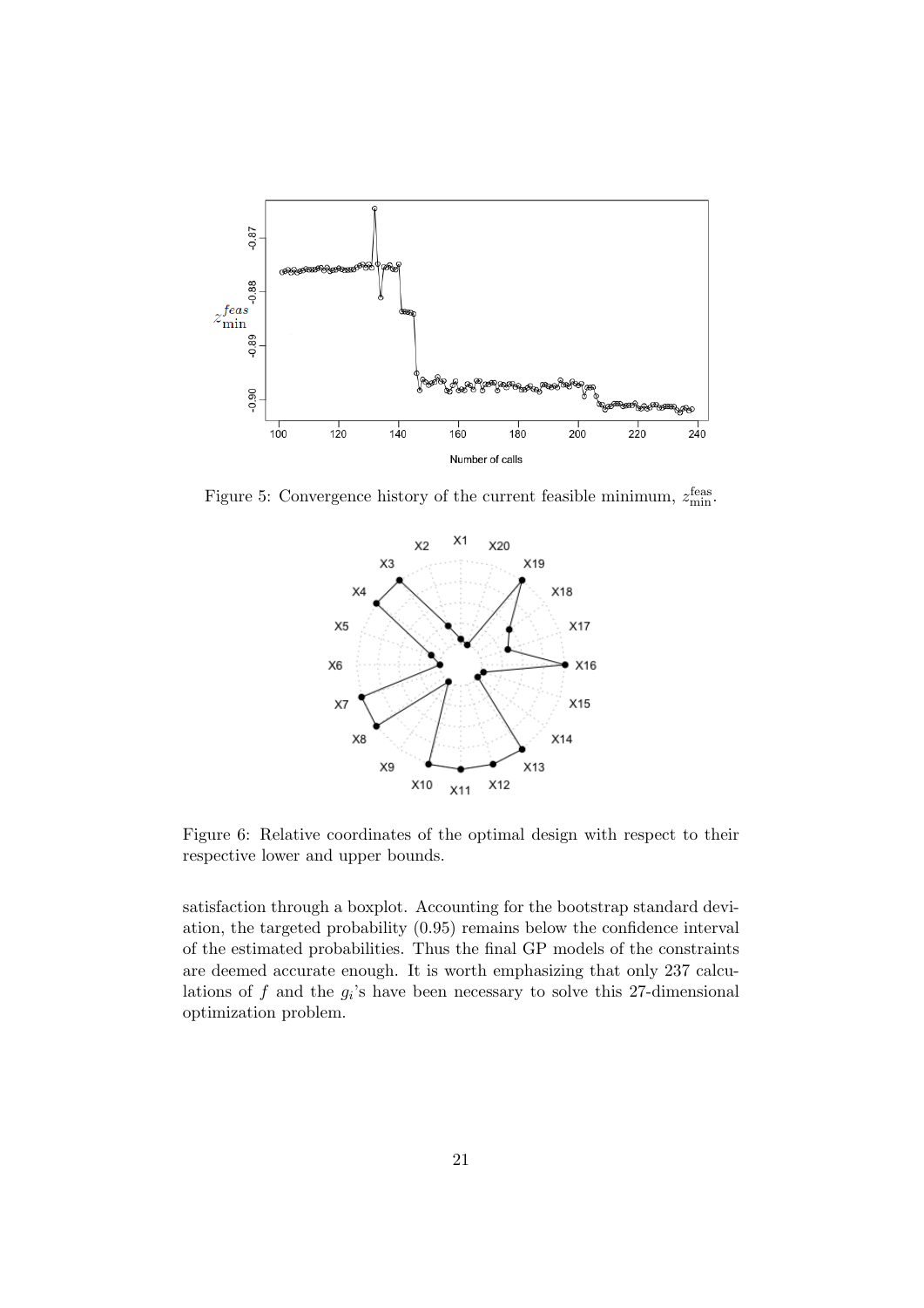Figure 5: Convergence history of the current feasible minimum, $z_{\min}^{\text{feas}}$.

Figure 6: Relative coordinates of the optimal design with respect to their respective lower and upper bounds.

satisfaction through a boxplot. Accounting for the bootstrap standard deviation, the targeted probability (0.95) remains below the confidence interval of the estimated probabilities. Thus the final GP models of the constraints are deemed accurate enough. It is worth emphasizing that only 237 calculations of $f$ and the $g_i$'s have been necessary to solve this 27-dimensional optimization problem.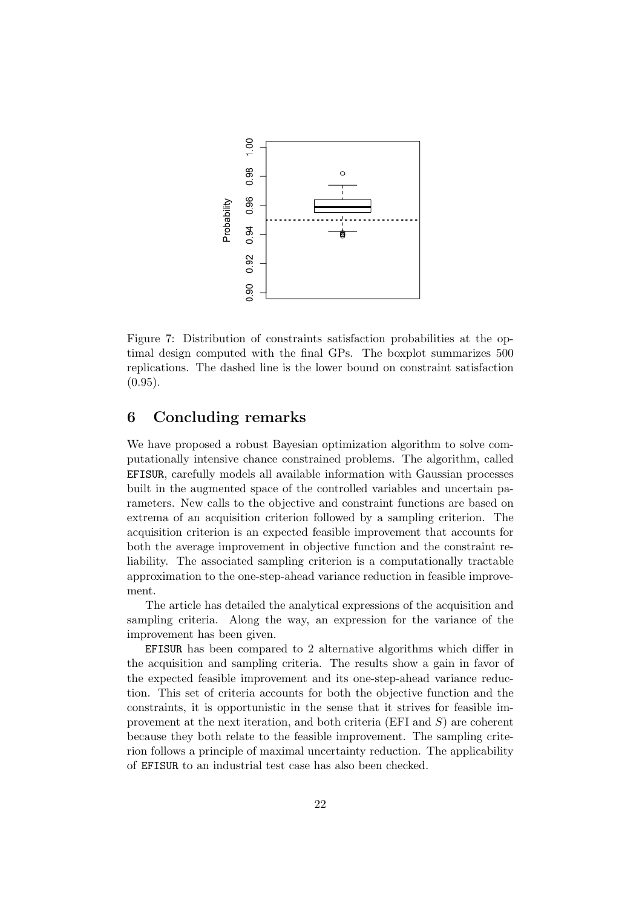Figure 7: Distribution of constraints satisfaction probabilities at the optimal design computed with the final GPs. The boxplot summarizes 500 replications. The dashed line is the lower bound on constraint satisfaction (0.95).

## 6 Concluding remarks

We have proposed a robust Bayesian optimization algorithm to solve computationally intensive chance constrained problems. The algorithm, called EFISUR, carefully models all available information with Gaussian processes built in the augmented space of the controlled variables and uncertain parameters. New calls to the objective and constraint functions are based on extrema of an acquisition criterion followed by a sampling criterion. The acquisition criterion is an expected feasible improvement that accounts for both the average improvement in objective function and the constraint reliability. The associated sampling criterion is a computationally tractable approximation to the one-step-ahead variance reduction in feasible improvement.

The article has detailed the analytical expressions of the acquisition and sampling criteria. Along the way, an expression for the variance of the improvement has been given.

EFISUR has been compared to 2 alternative algorithms which differ in the acquisition and sampling criteria. The results show a gain in favor of the expected feasible improvement and its one-step-ahead variance reduction. This set of criteria accounts for both the objective function and the constraints, it is opportunistic in the sense that it strives for feasible improvement at the next iteration, and both criteria (EFI and $S$) are coherent because they both relate to the feasible improvement. The sampling criterion follows a principle of maximal uncertainty reduction. The applicability of EFISUR to an industrial test case has also been checked.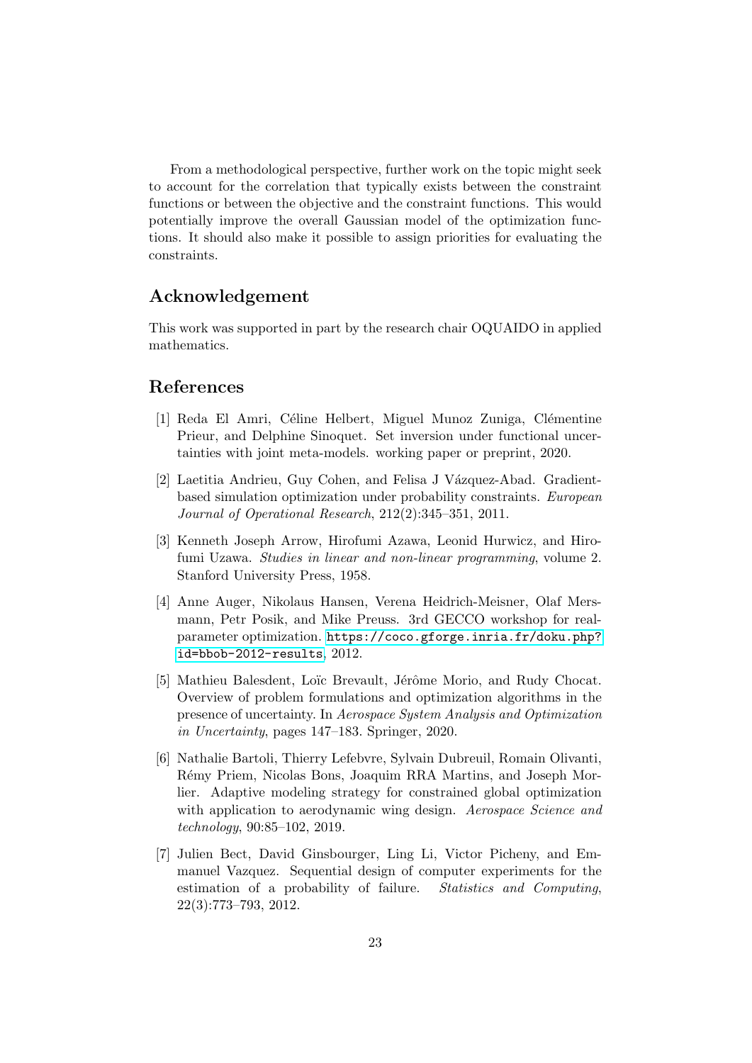From a methodological perspective, further work on the topic might seek to account for the correlation that typically exists between the constraint functions or between the objective and the constraint functions. This would potentially improve the overall Gaussian model of the optimization functions. It should also make it possible to assign priorities for evaluating the constraints.

## Acknowledgement

This work was supported in part by the research chair OQUAIDO in applied mathematics.

## References

[1] Reda El Amri, Céline Helbert, Miguel Munoz Zuniga, Clémentine Prieur, and Delphine Sinoquet. Set inversion under functional uncertainties with joint meta-models. working paper or preprint, 2020.

[2] Laetitia Andrieu, Guy Cohen, and Felisa J Vázquez-Abad. Gradient-based simulation optimization under probability constraints. *European Journal of Operational Research*, 212(2):345–351, 2011.

[3] Kenneth Joseph Arrow, Hirofumi Azawa, Leonid Hurwicz, and Hirofumi Uzawa. *Studies in linear and non-linear programming*, volume 2. Stanford University Press, 1958.

[4] Anne Auger, Nikolaus Hansen, Verena Heidrich-Meisner, Olaf Mersmann, Petr Posik, and Mike Preuss. 3rd GECCO workshop for real-parameter optimization. https://coco.gforge.inria.fr/doku.php?id=bbob-2012-results, 2012.

[5] Mathieu Balesdent, Loïc Brevault, Jérôme Morio, and Rudy Chocat. Overview of problem formulations and optimization algorithms in the presence of uncertainty. In *Aerospace System Analysis and Optimization in Uncertainty*, pages 147–183. Springer, 2020.

[6] Nathalie Bartoli, Thierry Lefebvre, Sylvain Dubreuil, Romain Olivanti, Rémy Priem, Nicolas Bons, Joaquim RRA Martins, and Joseph Morlier. Adaptive modeling strategy for constrained global optimization with application to aerodynamic wing design. *Aerospace Science and technology*, 90:85–102, 2019.

[7] Julien Bect, David Ginsbourger, Ling Li, Victor Picheny, and Emmanuel Vazquez. Sequential design of computer experiments for the estimation of a probability of failure. *Statistics and Computing*, 22(3):773–793, 2012.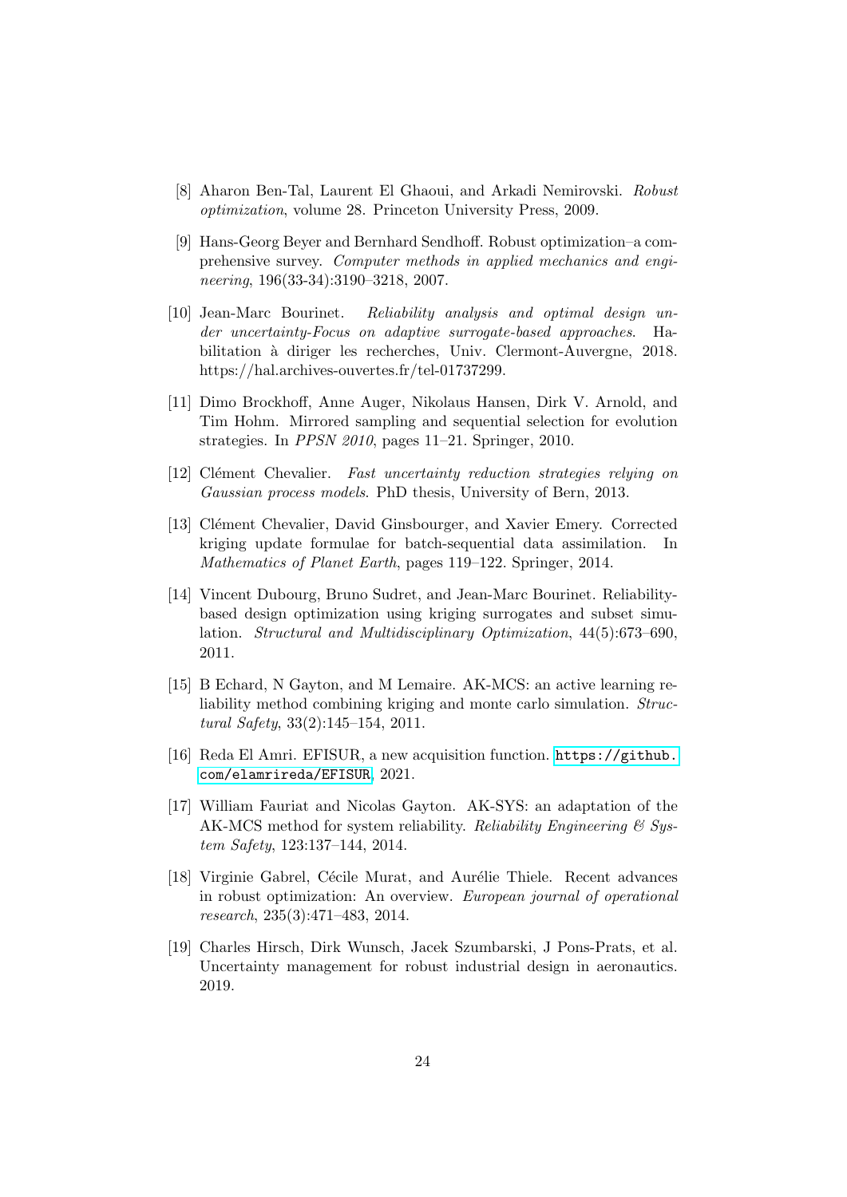[8] Aharon Ben-Tal, Laurent El Ghaoui, and Arkadi Nemirovski. *Robust optimization*, volume 28. Princeton University Press, 2009.

[9] Hans-Georg Beyer and Bernhard Sendhoff. Robust optimization–a comprehensive survey. *Computer methods in applied mechanics and engineering*, 196(33-34):3190–3218, 2007.

[10] Jean-Marc Bourinet. *Reliability analysis and optimal design under uncertainty-Focus on adaptive surrogate-based approaches*. Habilitation à diriger les recherches, Univ. Clermont-Auvergne, 2018. https://hal.archives-ouvertes.fr/tel-01737299.

[11] Dimo Brockhoff, Anne Auger, Nikolaus Hansen, Dirk V. Arnold, and Tim Hohm. Mirrored sampling and sequential selection for evolution strategies. In *PPSN 2010*, pages 11–21. Springer, 2010.

[12] Clément Chevalier. *Fast uncertainty reduction strategies relying on Gaussian process models*. PhD thesis, University of Bern, 2013.

[13] Clément Chevalier, David Ginsbourger, and Xavier Emery. Corrected kriging update formulae for batch-sequential data assimilation. In *Mathematics of Planet Earth*, pages 119–122. Springer, 2014.

[14] Vincent Dubourg, Bruno Sudret, and Jean-Marc Bourinet. Reliability-based design optimization using kriging surrogates and subset simulation. *Structural and Multidisciplinary Optimization*, 44(5):673–690, 2011.

[15] B Echard, N Gayton, and M Lemaire. AK-MCS: an active learning reliability method combining kriging and monte carlo simulation. *Structural Safety*, 33(2):145–154, 2011.

[16] Reda El Amri. EFISUR, a new acquisition function. https://github.com/elamrireda/EFISUR, 2021.

[17] William Fauriat and Nicolas Gayton. AK-SYS: an adaptation of the AK-MCS method for system reliability. *Reliability Engineering & System Safety*, 123:137–144, 2014.

[18] Virginie Gabrel, Cécile Murat, and Aurélie Thiele. Recent advances in robust optimization: An overview. *European journal of operational research*, 235(3):471–483, 2014.

[19] Charles Hirsch, Dirk Wunsch, Jacek Szumbarski, J Pons-Prats, et al. Uncertainty management for robust industrial design in aeronautics. 2019.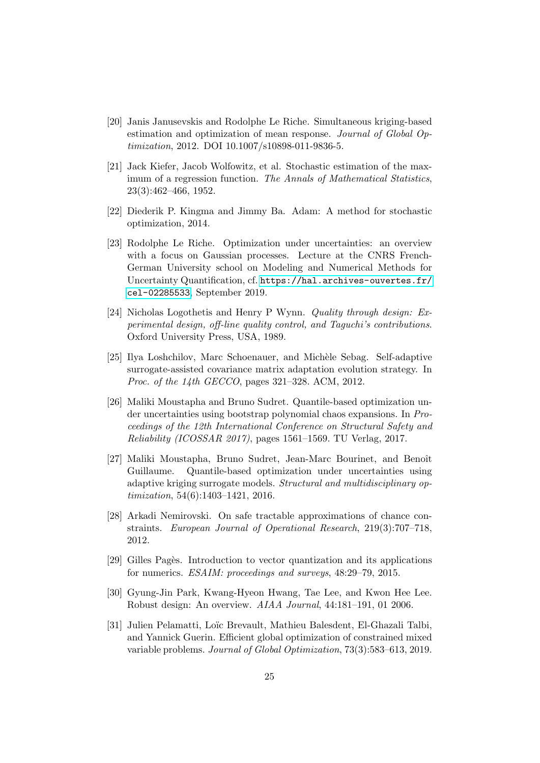[20] Janis Janusevskis and Rodolphe Le Riche. Simultaneous kriging-based estimation and optimization of mean response. *Journal of Global Optimization*, 2012. DOI 10.1007/s10898-011-9836-5.

[21] Jack Kiefer, Jacob Wolfowitz, et al. Stochastic estimation of the maximum of a regression function. *The Annals of Mathematical Statistics*, 23(3):462–466, 1952.

[22] Diederik P. Kingma and Jimmy Ba. Adam: A method for stochastic optimization, 2014.

[23] Rodolphe Le Riche. Optimization under uncertainties: an overview with a focus on Gaussian processes. Lecture at the CNRS French-German University school on Modeling and Numerical Methods for Uncertainty Quantification, cf. https://hal.archives-ouvertes.fr/cel-02285533, September 2019.

[24] Nicholas Logothetis and Henry P Wynn. *Quality through design: Experimental design, off-line quality control, and Taguchi's contributions*. Oxford University Press, USA, 1989.

[25] Ilya Loshchilov, Marc Schoenauer, and Michèle Sebag. Self-adaptive surrogate-assisted covariance matrix adaptation evolution strategy. In *Proc. of the 14th GECCO*, pages 321–328. ACM, 2012.

[26] Maliki Moustapha and Bruno Sudret. Quantile-based optimization under uncertainties using bootstrap polynomial chaos expansions. In *Proceedings of the 12th International Conference on Structural Safety and Reliability (ICOSSAR 2017)*, pages 1561–1569. TU Verlag, 2017.

[27] Maliki Moustapha, Bruno Sudret, Jean-Marc Bourinet, and Benoît Guillaume. Quantile-based optimization under uncertainties using adaptive kriging surrogate models. *Structural and multidisciplinary optimization*, 54(6):1403–1421, 2016.

[28] Arkadi Nemirovski. On safe tractable approximations of chance constraints. *European Journal of Operational Research*, 219(3):707–718, 2012.

[29] Gilles Pagès. Introduction to vector quantization and its applications for numerics. *ESAIM: proceedings and surveys*, 48:29–79, 2015.

[30] Gyung-Jin Park, Kwang-Hyeon Hwang, Tae Lee, and Kwon Hee Lee. Robust design: An overview. *AIAA Journal*, 44:181–191, 01 2006.

[31] Julien Pelamatti, Loïc Brevault, Mathieu Balesdent, El-Ghazali Talbi, and Yannick Guerin. Efficient global optimization of constrained mixed variable problems. *Journal of Global Optimization*, 73(3):583–613, 2019.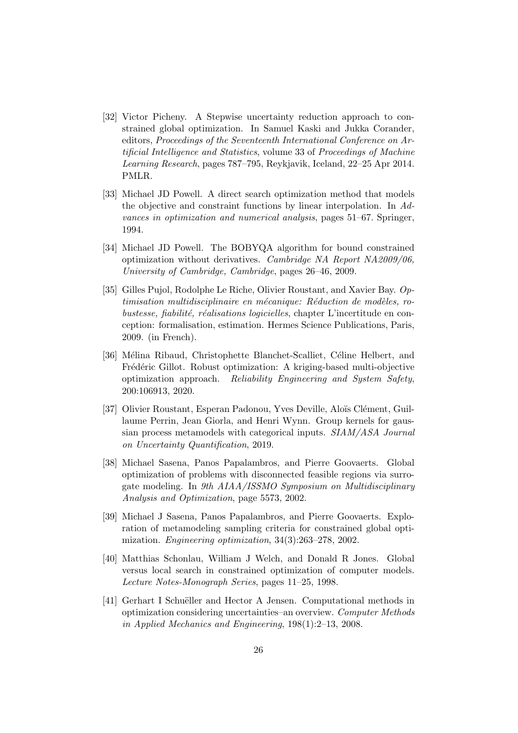[32] Victor Picheny. A Stepwise uncertainty reduction approach to constrained global optimization. In Samuel Kaski and Jukka Corander, editors, *Proceedings of the Seventeenth International Conference on Artificial Intelligence and Statistics*, volume 33 of *Proceedings of Machine Learning Research*, pages 787–795, Reykjavik, Iceland, 22–25 Apr 2014. PMLR.

[33] Michael JD Powell. A direct search optimization method that models the objective and constraint functions by linear interpolation. In *Advances in optimization and numerical analysis*, pages 51–67. Springer, 1994.

[34] Michael JD Powell. The BOBYQA algorithm for bound constrained optimization without derivatives. *Cambridge NA Report NA2009/06, University of Cambridge, Cambridge*, pages 26–46, 2009.

[35] Gilles Pujol, Rodolphe Le Riche, Olivier Roustant, and Xavier Bay. *Optimisation multidisciplinaire en mécanique: Réduction de modèles, robustesse, fiabilité, réalisations logicielles*, chapter L'incertitude en conception: formalisation, estimation. Hermes Science Publications, Paris, 2009. (in French).

[36] Mélina Ribaud, Christophette Blanchet-Scalliet, Céline Helbert, and Frédéric Gillot. Robust optimization: A kriging-based multi-objective optimization approach. *Reliability Engineering and System Safety*, 200:106913, 2020.

[37] Olivier Roustant, Esperan Padonou, Yves Deville, Aloïs Clément, Guillaume Perrin, Jean Giorla, and Henri Wynn. Group kernels for gaussian process metamodels with categorical inputs. *SIAM/ASA Journal on Uncertainty Quantification*, 2019.

[38] Michael Sasena, Panos Papalambros, and Pierre Goovaerts. Global optimization of problems with disconnected feasible regions via surrogate modeling. In *9th AIAA/ISSMO Symposium on Multidisciplinary Analysis and Optimization*, page 5573, 2002.

[39] Michael J Sasena, Panos Papalambros, and Pierre Goovaerts. Exploration of metamodeling sampling criteria for constrained global optimization. *Engineering optimization*, 34(3):263–278, 2002.

[40] Matthias Schonlau, William J Welch, and Donald R Jones. Global versus local search in constrained optimization of computer models. *Lecture Notes-Monograph Series*, pages 11–25, 1998.

[41] Gerhart I Schuëller and Hector A Jensen. Computational methods in optimization considering uncertainties–an overview. *Computer Methods in Applied Mechanics and Engineering*, 198(1):2–13, 2008.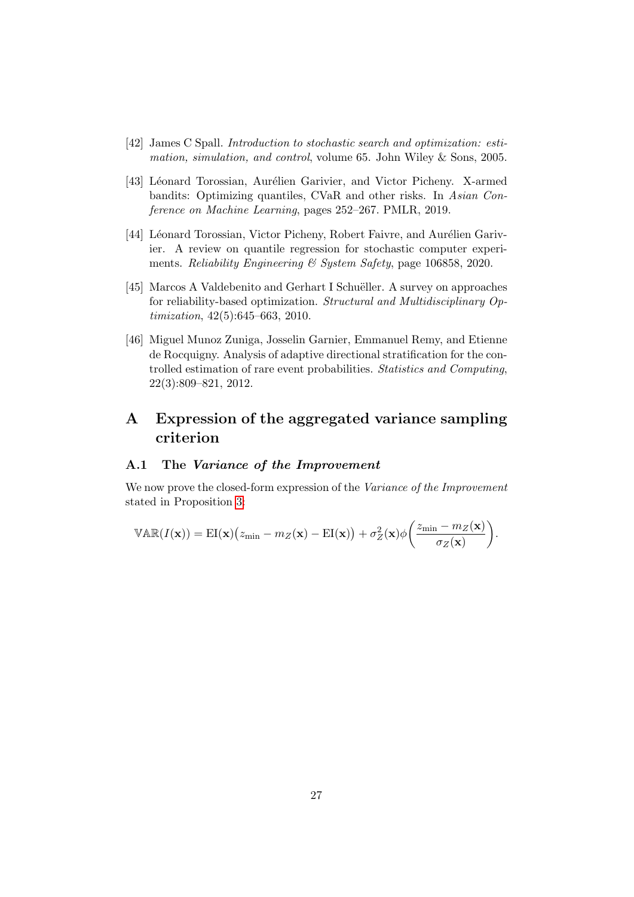[42] James C Spall. *Introduction to stochastic search and optimization: estimation, simulation, and control*, volume 65. John Wiley & Sons, 2005.

[43] Léonard Torossian, Aurélien Garivier, and Victor Picheny. X-armed bandits: Optimizing quantiles, CVaR and other risks. In *Asian Conference on Machine Learning*, pages 252–267. PMLR, 2019.

[44] Léonard Torossian, Victor Picheny, Robert Faivre, and Aurélien Garivier. A review on quantile regression for stochastic computer experiments. *Reliability Engineering & System Safety*, page 106858, 2020.

[45] Marcos A Valdebenito and Gerhart I Schuëller. A survey on approaches for reliability-based optimization. *Structural and Multidisciplinary Optimization*, 42(5):645–663, 2010.

[46] Miguel Munoz Zuniga, Josselin Garnier, Emmanuel Remy, and Etienne de Rocquigny. Analysis of adaptive directional stratification for the controlled estimation of rare event probabilities. *Statistics and Computing*, 22(3):809–821, 2012.

# A Expression of the aggregated variance sampling criterion

## A.1 The *Variance of the Improvement*

We now prove the closed-form expression of the *Variance of the Improvement* stated in Proposition 3:

$$\mathbb{VAR}(I(\mathbf{x})) = \mathrm{EI}(\mathbf{x})\big(z_{\min} - m_Z(\mathbf{x}) - \mathrm{EI}(\mathbf{x})\big) + \sigma_Z^2(\mathbf{x})\phi\bigg(\frac{z_{\min} - m_Z(\mathbf{x})}{\sigma_Z(\mathbf{x})}\bigg).$$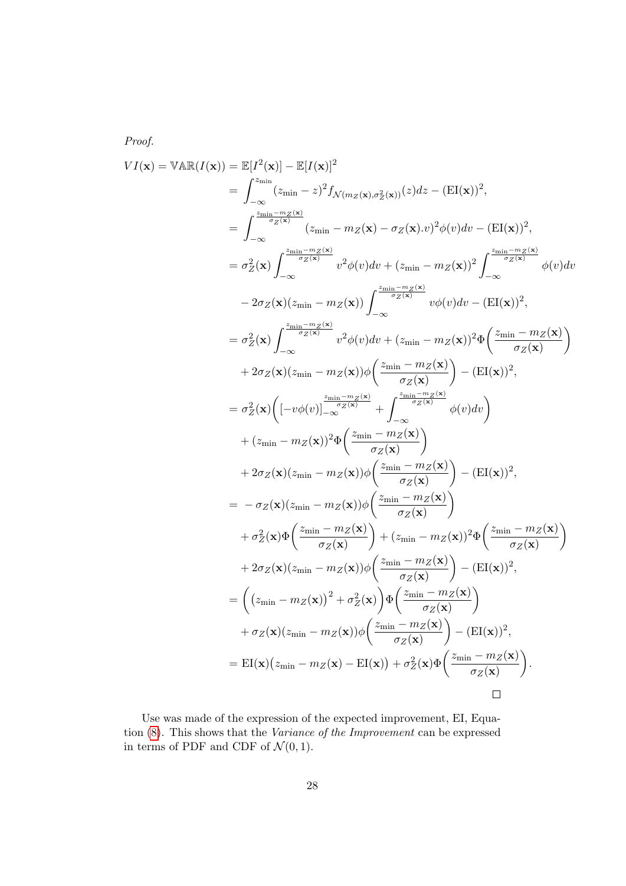*Proof.*

$$
\begin{aligned}
VI(\mathbf{x}) = \mathbb{VAR}(I(\mathbf{x})) &= \mathbb{E}[I^2(\mathbf{x})] - \mathbb{E}[I(\mathbf{x})]^2 \\
&= \int_{-\infty}^{z_{\min}} (z_{\min} - z)^2 f_{\mathcal{N}(m_Z(\mathbf{x}),\sigma_Z^2(\mathbf{x}))}(z) dz - (\mathrm{EI}(\mathbf{x}))^2, \\
&= \int_{-\infty}^{\frac{z_{\min}-m_Z(\mathbf{x})}{\sigma_Z(\mathbf{x})}} (z_{\min} - m_Z(\mathbf{x}) - \sigma_Z(\mathbf{x}).v)^2 \phi(v) dv - (\mathrm{EI}(\mathbf{x}))^2, \\
&= \sigma_Z^2(\mathbf{x}) \int_{-\infty}^{\frac{z_{\min}-m_Z(\mathbf{x})}{\sigma_Z(\mathbf{x})}} v^2 \phi(v) dv + (z_{\min} - m_Z(\mathbf{x}))^2 \int_{-\infty}^{\frac{z_{\min}-m_Z(\mathbf{x})}{\sigma_Z(\mathbf{x})}} \phi(v) dv \\
&\quad - 2\sigma_Z(\mathbf{x})(z_{\min} - m_Z(\mathbf{x})) \int_{-\infty}^{\frac{z_{\min}-m_Z(\mathbf{x})}{\sigma_Z(\mathbf{x})}} v\phi(v) dv - (\mathrm{EI}(\mathbf{x}))^2, \\
&= \sigma_Z^2(\mathbf{x}) \int_{-\infty}^{\frac{z_{\min}-m_Z(\mathbf{x})}{\sigma_Z(\mathbf{x})}} v^2 \phi(v) dv + (z_{\min} - m_Z(\mathbf{x}))^2 \Phi\left(\frac{z_{\min} - m_Z(\mathbf{x})}{\sigma_Z(\mathbf{x})}\right) \\
&\quad + 2\sigma_Z(\mathbf{x})(z_{\min} - m_Z(\mathbf{x})) \phi\left(\frac{z_{\min} - m_Z(\mathbf{x})}{\sigma_Z(\mathbf{x})}\right) - (\mathrm{EI}(\mathbf{x}))^2, \\
&= \sigma_Z^2(\mathbf{x}) \left( \left[-v\phi(v)\right]_{-\infty}^{\frac{z_{\min}-m_Z(\mathbf{x})}{\sigma_Z(\mathbf{x})}} + \int_{-\infty}^{\frac{z_{\min}-m_Z(\mathbf{x})}{\sigma_Z(\mathbf{x})}} \phi(v) dv \right) \\
&\quad + (z_{\min} - m_Z(\mathbf{x}))^2 \Phi\left(\frac{z_{\min} - m_Z(\mathbf{x})}{\sigma_Z(\mathbf{x})}\right) \\
&\quad + 2\sigma_Z(\mathbf{x})(z_{\min} - m_Z(\mathbf{x})) \phi\left(\frac{z_{\min} - m_Z(\mathbf{x})}{\sigma_Z(\mathbf{x})}\right) - (\mathrm{EI}(\mathbf{x}))^2, \\
&= -\sigma_Z(\mathbf{x})(z_{\min} - m_Z(\mathbf{x})) \phi\left(\frac{z_{\min} - m_Z(\mathbf{x})}{\sigma_Z(\mathbf{x})}\right) \\
&\quad + \sigma_Z^2(\mathbf{x}) \Phi\left(\frac{z_{\min} - m_Z(\mathbf{x})}{\sigma_Z(\mathbf{x})}\right) + (z_{\min} - m_Z(\mathbf{x}))^2 \Phi\left(\frac{z_{\min} - m_Z(\mathbf{x})}{\sigma_Z(\mathbf{x})}\right) \\
&\quad + 2\sigma_Z(\mathbf{x})(z_{\min} - m_Z(\mathbf{x})) \phi\left(\frac{z_{\min} - m_Z(\mathbf{x})}{\sigma_Z(\mathbf{x})}\right) - (\mathrm{EI}(\mathbf{x}))^2, \\
&= \left( \left(z_{\min} - m_Z(\mathbf{x})\right)^2 + \sigma_Z^2(\mathbf{x}) \right) \Phi\left(\frac{z_{\min} - m_Z(\mathbf{x})}{\sigma_Z(\mathbf{x})}\right) \\
&\quad + \sigma_Z(\mathbf{x})(z_{\min} - m_Z(\mathbf{x})) \phi\left(\frac{z_{\min} - m_Z(\mathbf{x})}{\sigma_Z(\mathbf{x})}\right) - (\mathrm{EI}(\mathbf{x}))^2, \\
&= \mathrm{EI}(\mathbf{x})\left(z_{\min} - m_Z(\mathbf{x}) - \mathrm{EI}(\mathbf{x})\right) + \sigma_Z^2(\mathbf{x}) \Phi\left(\frac{z_{\min} - m_Z(\mathbf{x})}{\sigma_Z(\mathbf{x})}\right).
\end{aligned}
$$

□

Use was made of the expression of the expected improvement, EI, Equation (8). This shows that the *Variance of the Improvement* can be expressed in terms of PDF and CDF of $\mathcal{N}(0, 1)$.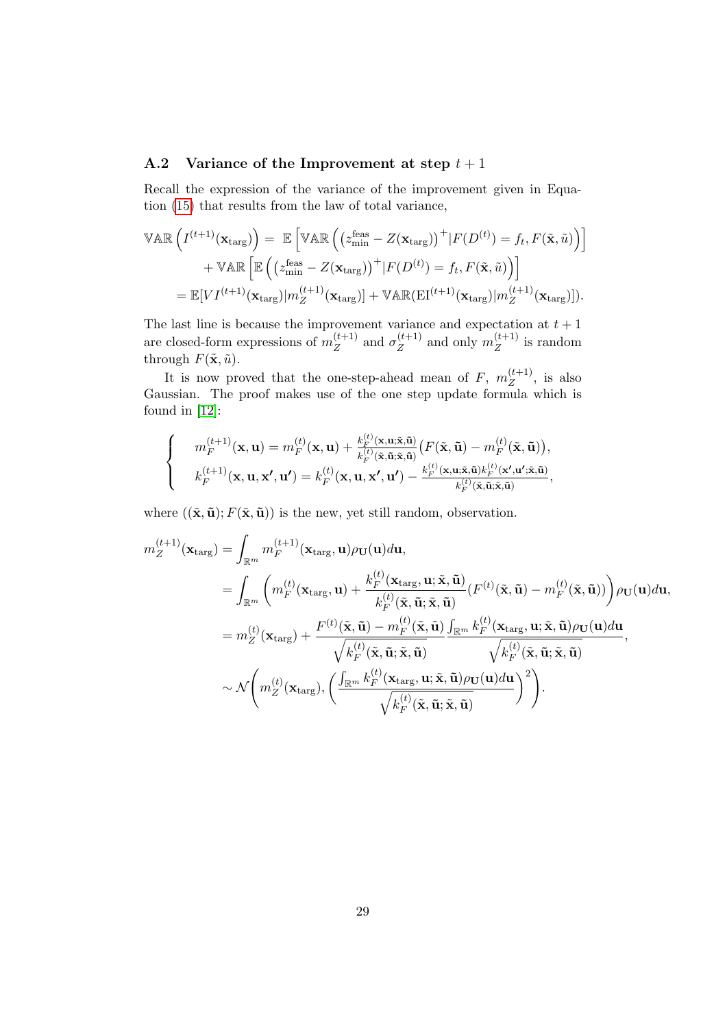### A.2 Variance of the Improvement at step $t+1$

Recall the expression of the variance of the improvement given in Equation (15) that results from the law of total variance,

$$
\begin{aligned}
\mathbb{VAR}\left(I^{(t+1)}(\mathbf{x}_{\text{targ}})\right) =\ & \mathbb{E}\left[\mathbb{VAR}\left(\left(z_{\min}^{\text{feas}} - Z(\mathbf{x}_{\text{targ}})\right)^{+} | F(D^{(t)}) = f_t, F(\tilde{\mathbf{x}}, \tilde{u})\right)\right] \\
& + \mathbb{VAR}\left[\mathbb{E}\left(\left(z_{\min}^{\text{feas}} - Z(\mathbf{x}_{\text{targ}})\right)^{+} | F(D^{(t)}) = f_t, F(\tilde{\mathbf{x}}, \tilde{u})\right)\right] \\
=\ & \mathbb{E}[VI^{(t+1)}(\mathbf{x}_{\text{targ}}) | m_Z^{(t+1)}(\mathbf{x}_{\text{targ}})] + \mathbb{VAR}(\text{EI}^{(t+1)}(\mathbf{x}_{\text{targ}}) | m_Z^{(t+1)}(\mathbf{x}_{\text{targ}})]).
\end{aligned}
$$

The last line is because the improvement variance and expectation at $t+1$ are closed-form expressions of $m_Z^{(t+1)}$ and $\sigma_Z^{(t+1)}$ and only $m_Z^{(t+1)}$ is random through $F(\tilde{\mathbf{x}}, \tilde{u})$.

It is now proved that the one-step-ahead mean of $F$, $m_Z^{(t+1)}$, is also Gaussian. The proof makes use of the one step update formula which is found in [12]:

$$
\begin{cases}
m_F^{(t+1)}(\mathbf{x}, \mathbf{u}) = m_F^{(t)}(\mathbf{x}, \mathbf{u}) + \frac{k_F^{(t)}(\mathbf{x}, \mathbf{u}; \tilde{\mathbf{x}}, \tilde{\mathbf{u}})}{k_F^{(t)}(\tilde{\mathbf{x}}, \tilde{\mathbf{u}}; \tilde{\mathbf{x}}, \tilde{\mathbf{u}})}\left(F(\tilde{\mathbf{x}}, \tilde{\mathbf{u}}) - m_F^{(t)}(\tilde{\mathbf{x}}, \tilde{\mathbf{u}})\right), \\
k_F^{(t+1)}(\mathbf{x}, \mathbf{u}, \mathbf{x'}, \mathbf{u'}) = k_F^{(t)}(\mathbf{x}, \mathbf{u}, \mathbf{x'}, \mathbf{u'}) - \frac{k_F^{(t)}(\mathbf{x}, \mathbf{u}; \tilde{\mathbf{x}}, \tilde{\mathbf{u}}) k_F^{(t)}(\mathbf{x'}, \mathbf{u'}; \tilde{\mathbf{x}}, \tilde{\mathbf{u}})}{k_F^{(t)}(\tilde{\mathbf{x}}, \tilde{\mathbf{u}}; \tilde{\mathbf{x}}, \tilde{\mathbf{u}})},
\end{cases}
$$

where $((\tilde{\mathbf{x}}, \tilde{\mathbf{u}}); F(\tilde{\mathbf{x}}, \tilde{\mathbf{u}}))$ is the new, yet still random, observation.

$$
\begin{aligned}
m_Z^{(t+1)}(\mathbf{x}_{\text{targ}}) &= \int_{\mathbb{R}^m} m_F^{(t+1)}(\mathbf{x}_{\text{targ}}, \mathbf{u}) \rho_{\mathbf{U}}(\mathbf{u}) d\mathbf{u}, \\
&= \int_{\mathbb{R}^m} \left( m_F^{(t)}(\mathbf{x}_{\text{targ}}, \mathbf{u}) + \frac{k_F^{(t)}(\mathbf{x}_{\text{targ}}, \mathbf{u}; \tilde{\mathbf{x}}, \tilde{\mathbf{u}})}{k_F^{(t)}(\tilde{\mathbf{x}}, \tilde{\mathbf{u}}; \tilde{\mathbf{x}}, \tilde{\mathbf{u}})} (F^{(t)}(\tilde{\mathbf{x}}, \tilde{\mathbf{u}}) - m_F^{(t)}(\tilde{\mathbf{x}}, \tilde{\mathbf{u}})) \right) \rho_{\mathbf{U}}(\mathbf{u}) d\mathbf{u}, \\
&= m_Z^{(t)}(\mathbf{x}_{\text{targ}}) + \frac{F^{(t)}(\tilde{\mathbf{x}}, \tilde{\mathbf{u}}) - m_F^{(t)}(\tilde{\mathbf{x}}, \tilde{\mathbf{u}})}{\sqrt{k_F^{(t)}(\tilde{\mathbf{x}}, \tilde{\mathbf{u}}; \tilde{\mathbf{x}}, \tilde{\mathbf{u}})}} \frac{\int_{\mathbb{R}^m} k_F^{(t)}(\mathbf{x}_{\text{targ}}, \mathbf{u}; \tilde{\mathbf{x}}, \tilde{\mathbf{u}}) \rho_{\mathbf{U}}(\mathbf{u}) d\mathbf{u}}{\sqrt{k_F^{(t)}(\tilde{\mathbf{x}}, \tilde{\mathbf{u}}; \tilde{\mathbf{x}}, \tilde{\mathbf{u}})}}, \\
&\sim \mathcal{N}\left( m_Z^{(t)}(\mathbf{x}_{\text{targ}}), \left( \frac{\int_{\mathbb{R}^m} k_F^{(t)}(\mathbf{x}_{\text{targ}}, \mathbf{u}; \tilde{\mathbf{x}}, \tilde{\mathbf{u}}) \rho_{\mathbf{U}}(\mathbf{u}) d\mathbf{u}}{\sqrt{k_F^{(t)}(\tilde{\mathbf{x}}, \tilde{\mathbf{u}}; \tilde{\mathbf{x}}, \tilde{\mathbf{u}})}} \right)^2 \right).
\end{aligned}
$$